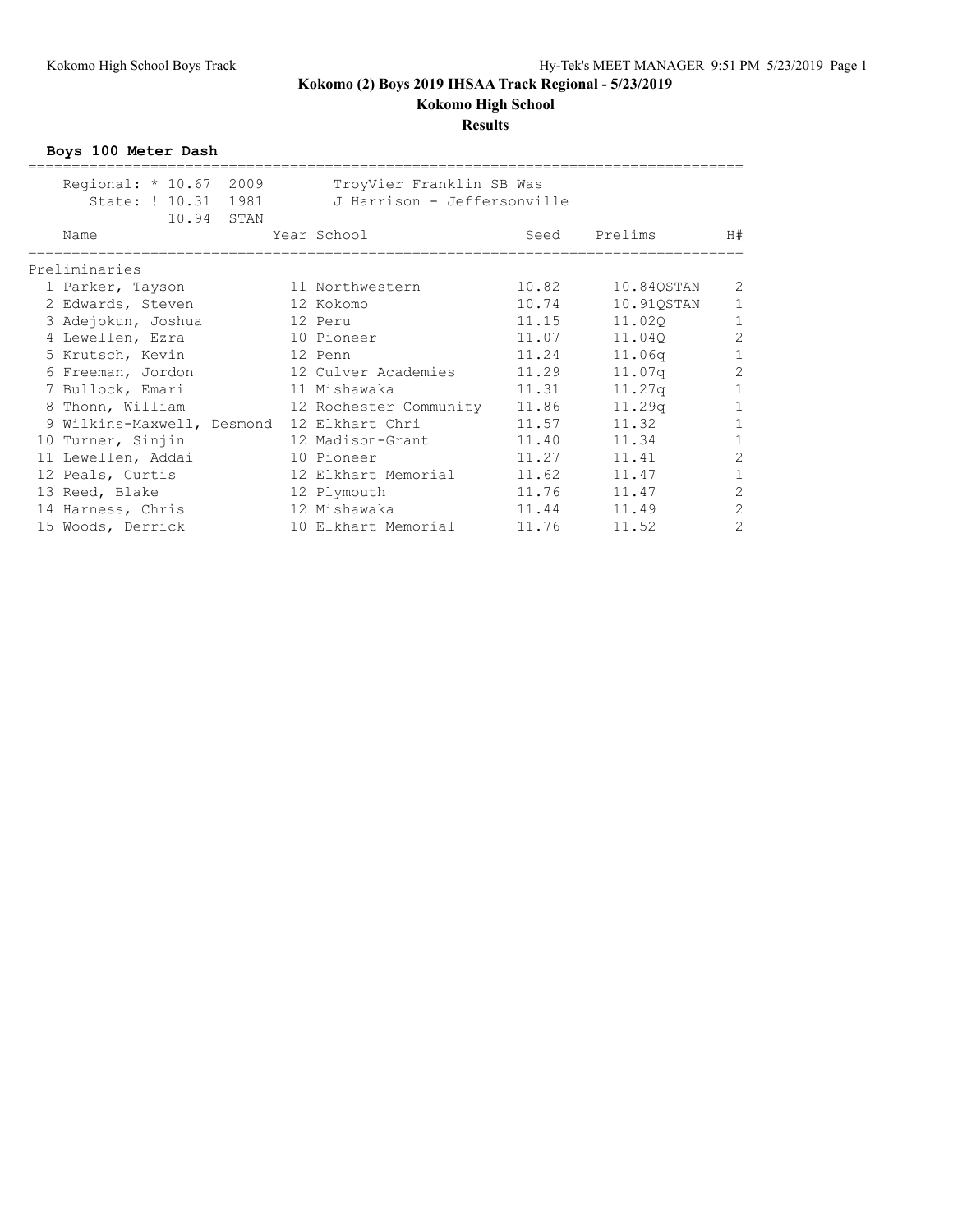# Kokomo (2) Boys 2019 IHSAA Track Regional - 5/23/2019

## Kokomo High School

### Results

**Boys 100 Meter Dash**

Regional: * 10.67 2009 TroyVier Franklin SB Was
State: ! 10.31 1981 J Harrison - Jeffersonville
10.94 STAN

| | Name | Year | School | Seed | Prelims | H# |
|---|---|---|---|---|---|---|
| **Preliminaries** | | | | | | |
| 1 | Parker, Tayson | 11 | Northwestern | 10.82 | 10.84QSTAN | 2 |
| 2 | Edwards, Steven | 12 | Kokomo | 10.74 | 10.91QSTAN | 1 |
| 3 | Adejokun, Joshua | 12 | Peru | 11.15 | 11.02Q | 1 |
| 4 | Lewellen, Ezra | 10 | Pioneer | 11.07 | 11.04Q | 2 |
| 5 | Krutsch, Kevin | 12 | Penn | 11.24 | 11.06q | 1 |
| 6 | Freeman, Jordon | 12 | Culver Academies | 11.29 | 11.07q | 2 |
| 7 | Bullock, Emari | 11 | Mishawaka | 11.31 | 11.27q | 1 |
| 8 | Thonn, William | 12 | Rochester Community | 11.86 | 11.29q | 1 |
| 9 | Wilkins-Maxwell, Desmond | 12 | Elkhart Chri | 11.57 | 11.32 | 1 |
| 10 | Turner, Sinjin | 12 | Madison-Grant | 11.40 | 11.34 | 1 |
| 11 | Lewellen, Addai | 10 | Pioneer | 11.27 | 11.41 | 2 |
| 12 | Peals, Curtis | 12 | Elkhart Memorial | 11.62 | 11.47 | 1 |
| 13 | Reed, Blake | 12 | Plymouth | 11.76 | 11.47 | 2 |
| 14 | Harness, Chris | 12 | Mishawaka | 11.44 | 11.49 | 2 |
| 15 | Woods, Derrick | 10 | Elkhart Memorial | 11.76 | 11.52 | 2 |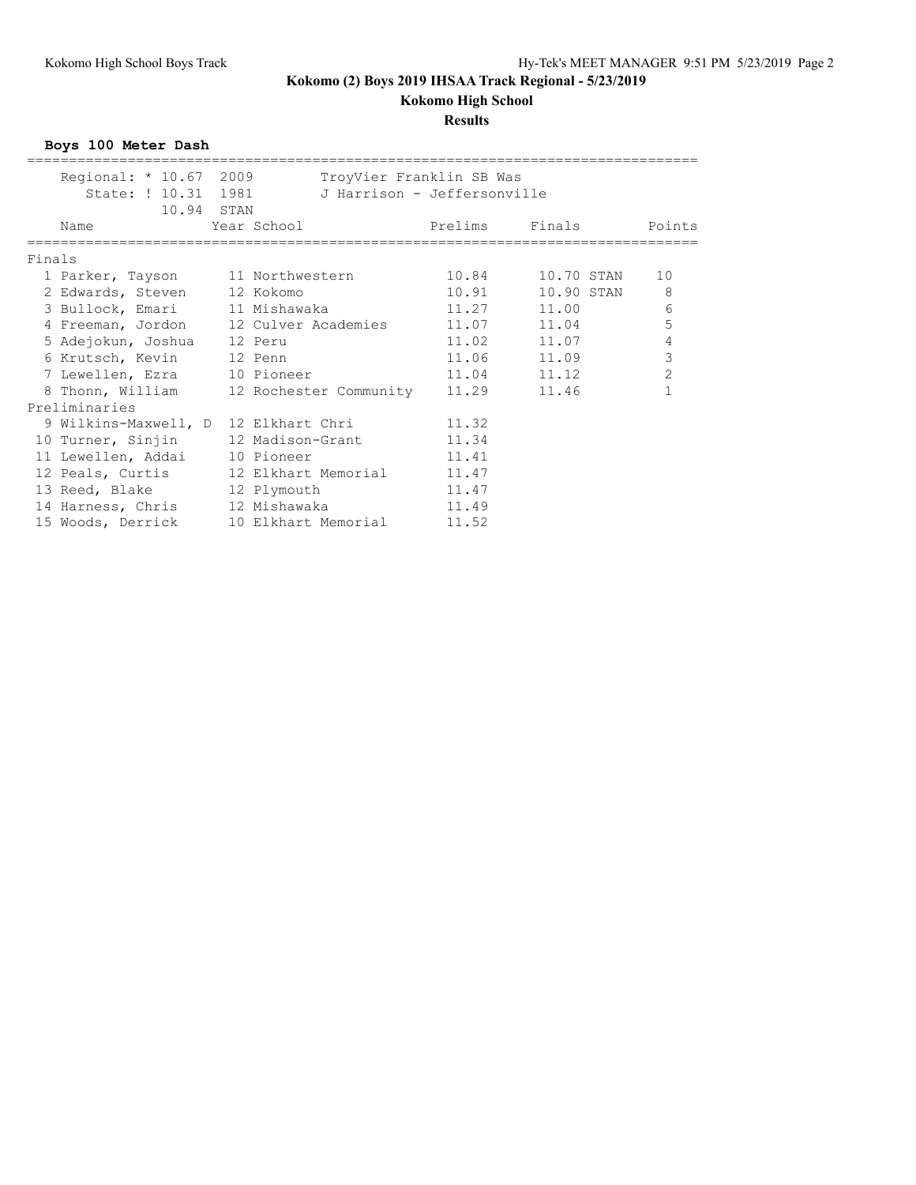# Kokomo (2) Boys 2019 IHSAA Track Regional - 5/23/2019

## Kokomo High School

### Results

**Boys 100 Meter Dash**

Regional: * 10.67 2009 TroyVier Franklin SB Was
State: ! 10.31 1981 J Harrison - Jeffersonville
10.94 STAN

| | Name | Year | School | Prelims | Finals | | Points |
|---|---|---|---|---|---|---|---|
| **Finals** | | | | | | | |
| 1 | Parker, Tayson | 11 | Northwestern | 10.84 | 10.70 | STAN | 10 |
| 2 | Edwards, Steven | 12 | Kokomo | 10.91 | 10.90 | STAN | 8 |
| 3 | Bullock, Emari | 11 | Mishawaka | 11.27 | 11.00 | | 6 |
| 4 | Freeman, Jordon | 12 | Culver Academies | 11.07 | 11.04 | | 5 |
| 5 | Adejokun, Joshua | 12 | Peru | 11.02 | 11.07 | | 4 |
| 6 | Krutsch, Kevin | 12 | Penn | 11.06 | 11.09 | | 3 |
| 7 | Lewellen, Ezra | 10 | Pioneer | 11.04 | 11.12 | | 2 |
| 8 | Thonn, William | 12 | Rochester Community | 11.29 | 11.46 | | 1 |
| **Preliminaries** | | | | | | | |
| 9 | Wilkins-Maxwell, D | 12 | Elkhart Chri | 11.32 | | | |
| 10 | Turner, Sinjin | 12 | Madison-Grant | 11.34 | | | |
| 11 | Lewellen, Addai | 10 | Pioneer | 11.41 | | | |
| 12 | Peals, Curtis | 12 | Elkhart Memorial | 11.47 | | | |
| 13 | Reed, Blake | 12 | Plymouth | 11.47 | | | |
| 14 | Harness, Chris | 12 | Mishawaka | 11.49 | | | |
| 15 | Woods, Derrick | 10 | Elkhart Memorial | 11.52 | | | |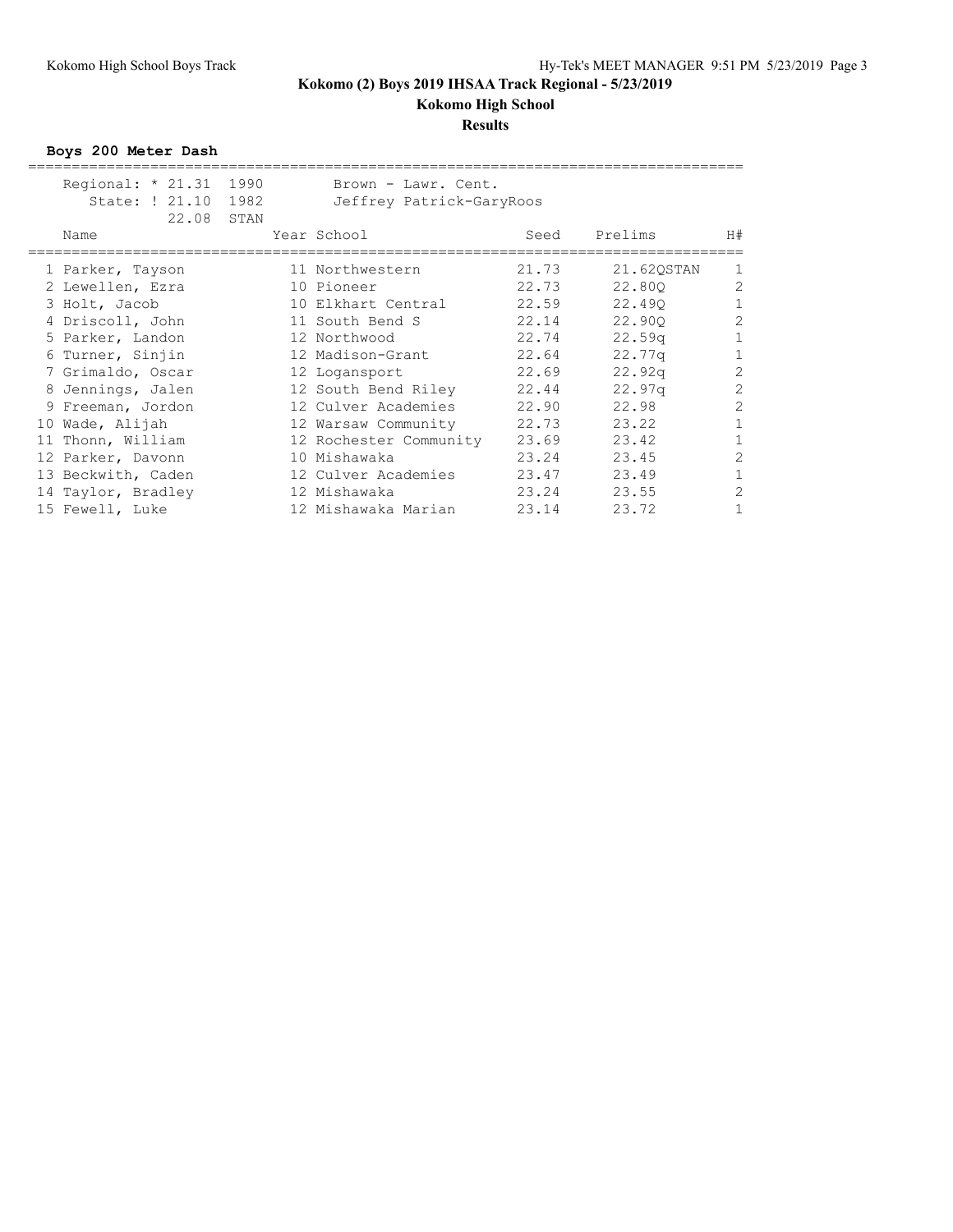## Kokomo (2) Boys 2019 IHSAA Track Regional - 5/23/2019

### Kokomo High School

### Results

**Boys 200 Meter Dash**

Regional: * 21.31 1990 Brown - Lawr. Cent.
State: ! 21.10 1982 Jeffrey Patrick-GaryRoos
22.08 STAN

| | Name | Year | School | Seed | Prelims | | H# |
|---|---|---|---|---|---|---|---|
| 1 | Parker, Tayson | 11 | Northwestern | 21.73 | 21.62 | QSTAN | 1 |
| 2 | Lewellen, Ezra | 10 | Pioneer | 22.73 | 22.80 | Q | 2 |
| 3 | Holt, Jacob | 10 | Elkhart Central | 22.59 | 22.49 | Q | 1 |
| 4 | Driscoll, John | 11 | South Bend S | 22.14 | 22.90 | Q | 2 |
| 5 | Parker, Landon | 12 | Northwood | 22.74 | 22.59 | q | 1 |
| 6 | Turner, Sinjin | 12 | Madison-Grant | 22.64 | 22.77 | q | 1 |
| 7 | Grimaldo, Oscar | 12 | Logansport | 22.69 | 22.92 | q | 2 |
| 8 | Jennings, Jalen | 12 | South Bend Riley | 22.44 | 22.97 | q | 2 |
| 9 | Freeman, Jordon | 12 | Culver Academies | 22.90 | 22.98 | | 2 |
| 10 | Wade, Alijah | 12 | Warsaw Community | 22.73 | 23.22 | | 1 |
| 11 | Thonn, William | 12 | Rochester Community | 23.69 | 23.42 | | 1 |
| 12 | Parker, Davonn | 10 | Mishawaka | 23.24 | 23.45 | | 2 |
| 13 | Beckwith, Caden | 12 | Culver Academies | 23.47 | 23.49 | | 1 |
| 14 | Taylor, Bradley | 12 | Mishawaka | 23.24 | 23.55 | | 2 |
| 15 | Fewell, Luke | 12 | Mishawaka Marian | 23.14 | 23.72 | | 1 |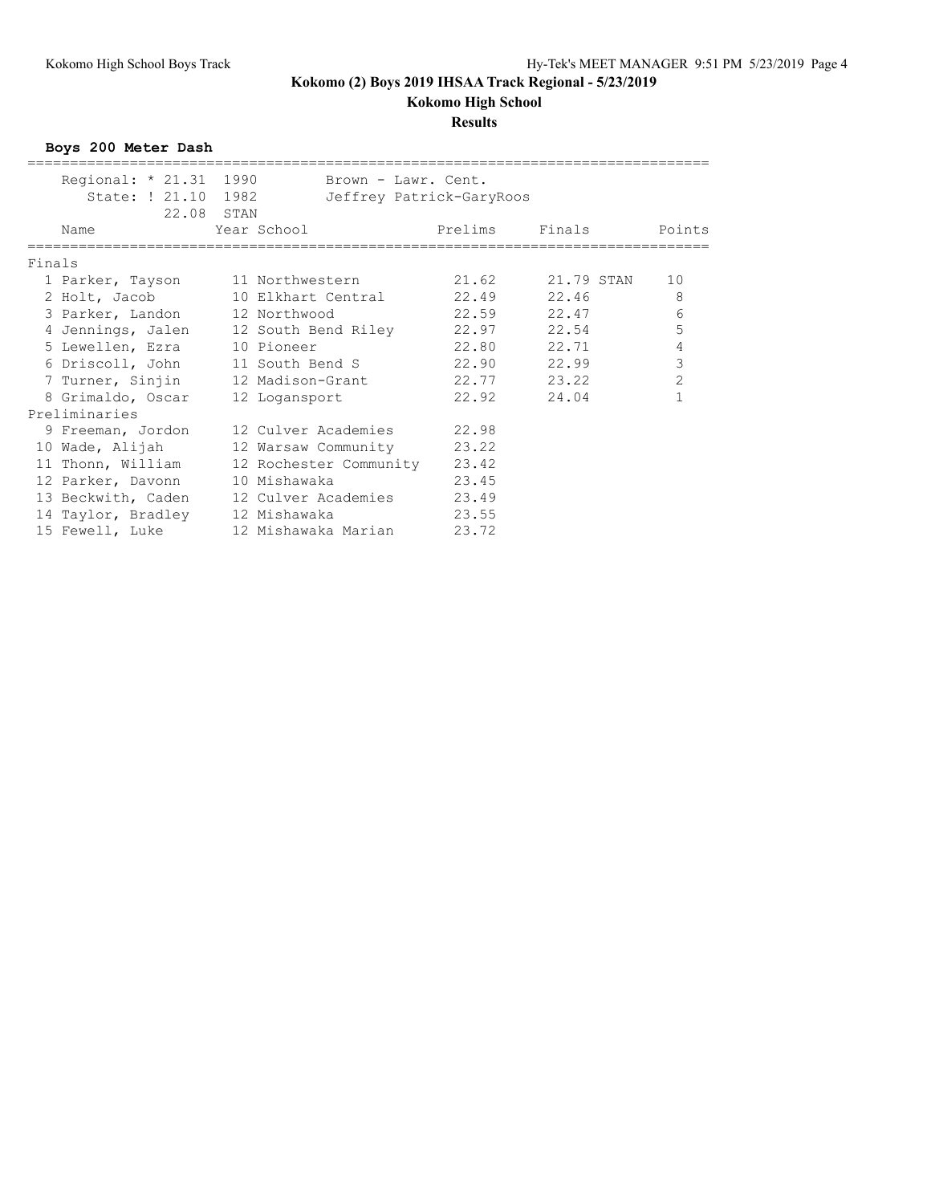# Kokomo (2) Boys 2019 IHSAA Track Regional - 5/23/2019

## Kokomo High School

### Results

**Boys 200 Meter Dash**

Regional: * 21.31 1990 Brown - Lawr. Cent.
State: ! 21.10 1982 Jeffrey Patrick-GaryRoos
22.08 STAN

| Place | Name | Year | School | Prelims | Finals | Points |
|---|---|---|---|---|---|---|
| **Finals** | | | | | | |
| 1 | Parker, Tayson | 11 | Northwestern | 21.62 | 21.79 STAN | 10 |
| 2 | Holt, Jacob | 10 | Elkhart Central | 22.49 | 22.46 | 8 |
| 3 | Parker, Landon | 12 | Northwood | 22.59 | 22.47 | 6 |
| 4 | Jennings, Jalen | 12 | South Bend Riley | 22.97 | 22.54 | 5 |
| 5 | Lewellen, Ezra | 10 | Pioneer | 22.80 | 22.71 | 4 |
| 6 | Driscoll, John | 11 | South Bend S | 22.90 | 22.99 | 3 |
| 7 | Turner, Sinjin | 12 | Madison-Grant | 22.77 | 23.22 | 2 |
| 8 | Grimaldo, Oscar | 12 | Logansport | 22.92 | 24.04 | 1 |
| **Preliminaries** | | | | | | |
| 9 | Freeman, Jordon | 12 | Culver Academies | 22.98 | | |
| 10 | Wade, Alijah | 12 | Warsaw Community | 23.22 | | |
| 11 | Thonn, William | 12 | Rochester Community | 23.42 | | |
| 12 | Parker, Davonn | 10 | Mishawaka | 23.45 | | |
| 13 | Beckwith, Caden | 12 | Culver Academies | 23.49 | | |
| 14 | Taylor, Bradley | 12 | Mishawaka | 23.55 | | |
| 15 | Fewell, Luke | 12 | Mishawaka Marian | 23.72 | | |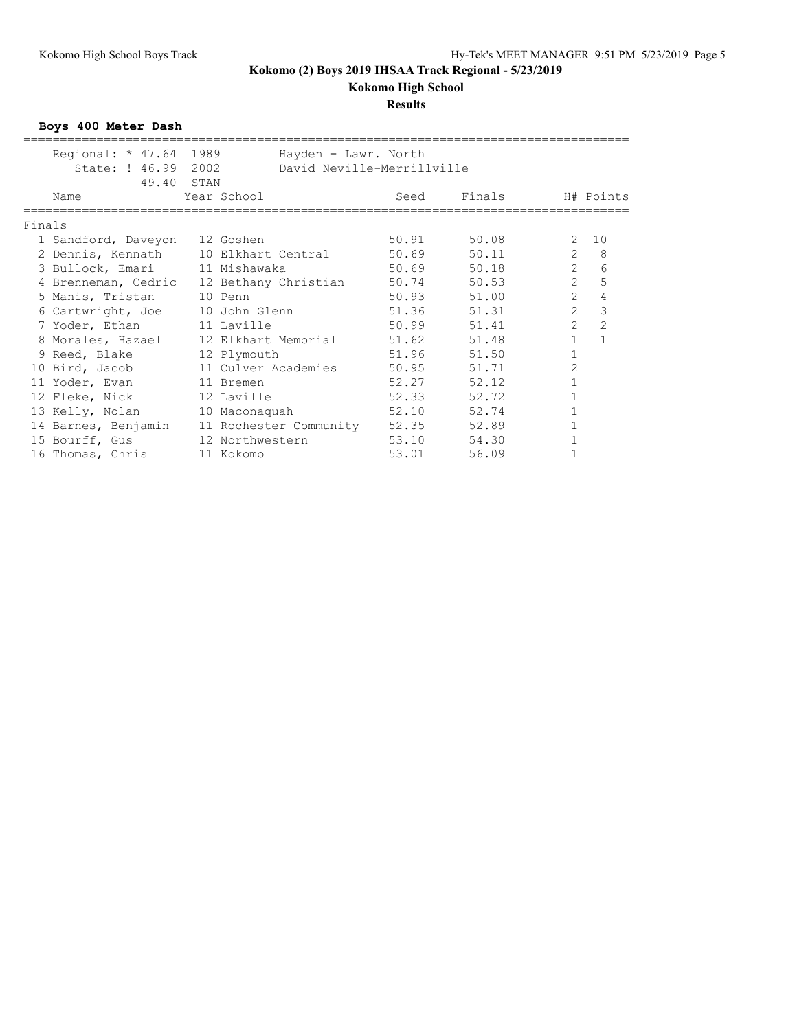# Kokomo (2) Boys 2019 IHSAA Track Regional - 5/23/2019

## Kokomo High School

### Results

**Boys 400 Meter Dash**

| Regional: * 47.64 | 1989 | Hayden - Lawr. North |
|---|---|---|
| State: ! 46.99 | 2002 | David Neville-Merrillville |
| 49.40 | STAN | |

**Finals**

| | Name | Year | School | Seed | Finals | H# | Points |
|---|---|---|---|---|---|---|---|
| 1 | Sandford, Daveyon | 12 | Goshen | 50.91 | 50.08 | 2 | 10 |
| 2 | Dennis, Kennath | 10 | Elkhart Central | 50.69 | 50.11 | 2 | 8 |
| 3 | Bullock, Emari | 11 | Mishawaka | 50.69 | 50.18 | 2 | 6 |
| 4 | Brenneman, Cedric | 12 | Bethany Christian | 50.74 | 50.53 | 2 | 5 |
| 5 | Manis, Tristan | 10 | Penn | 50.93 | 51.00 | 2 | 4 |
| 6 | Cartwright, Joe | 10 | John Glenn | 51.36 | 51.31 | 2 | 3 |
| 7 | Yoder, Ethan | 11 | Laville | 50.99 | 51.41 | 2 | 2 |
| 8 | Morales, Hazael | 12 | Elkhart Memorial | 51.62 | 51.48 | 1 | 1 |
| 9 | Reed, Blake | 12 | Plymouth | 51.96 | 51.50 | 1 | |
| 10 | Bird, Jacob | 11 | Culver Academies | 50.95 | 51.71 | 2 | |
| 11 | Yoder, Evan | 11 | Bremen | 52.27 | 52.12 | 1 | |
| 12 | Fleke, Nick | 12 | Laville | 52.33 | 52.72 | 1 | |
| 13 | Kelly, Nolan | 10 | Maconaquah | 52.10 | 52.74 | 1 | |
| 14 | Barnes, Benjamin | 11 | Rochester Community | 52.35 | 52.89 | 1 | |
| 15 | Bourff, Gus | 12 | Northwestern | 53.10 | 54.30 | 1 | |
| 16 | Thomas, Chris | 11 | Kokomo | 53.01 | 56.09 | 1 | |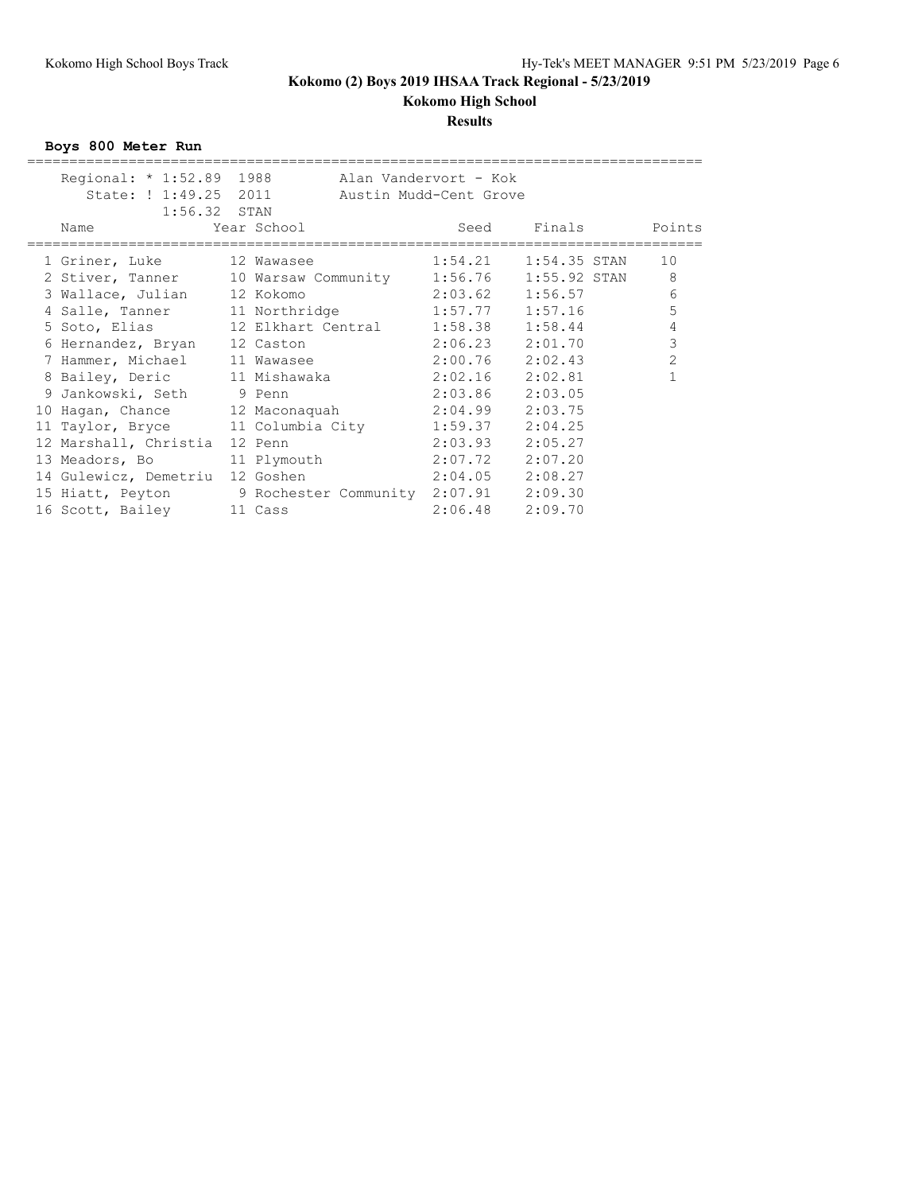# Kokomo (2) Boys 2019 IHSAA Track Regional - 5/23/2019

## Kokomo High School

### Results

**Boys 800 Meter Run**

Regional: * 1:52.89 1988 Alan Vandervort - Kok
State: ! 1:49.25 2011 Austin Mudd-Cent Grove
1:56.32 STAN

| | Name | Year | School | Seed | Finals | | Points |
|---|---|---|---|---|---|---|---|
| 1 | Griner, Luke | 12 | Wawasee | 1:54.21 | 1:54.35 | STAN | 10 |
| 2 | Stiver, Tanner | 10 | Warsaw Community | 1:56.76 | 1:55.92 | STAN | 8 |
| 3 | Wallace, Julian | 12 | Kokomo | 2:03.62 | 1:56.57 | | 6 |
| 4 | Salle, Tanner | 11 | Northridge | 1:57.77 | 1:57.16 | | 5 |
| 5 | Soto, Elias | 12 | Elkhart Central | 1:58.38 | 1:58.44 | | 4 |
| 6 | Hernandez, Bryan | 12 | Caston | 2:06.23 | 2:01.70 | | 3 |
| 7 | Hammer, Michael | 11 | Wawasee | 2:00.76 | 2:02.43 | | 2 |
| 8 | Bailey, Deric | 11 | Mishawaka | 2:02.16 | 2:02.81 | | 1 |
| 9 | Jankowski, Seth | 9 | Penn | 2:03.86 | 2:03.05 | | |
| 10 | Hagan, Chance | 12 | Maconaquah | 2:04.99 | 2:03.75 | | |
| 11 | Taylor, Bryce | 11 | Columbia City | 1:59.37 | 2:04.25 | | |
| 12 | Marshall, Christia | 12 | Penn | 2:03.93 | 2:05.27 | | |
| 13 | Meadors, Bo | 11 | Plymouth | 2:07.72 | 2:07.20 | | |
| 14 | Gulewicz, Demetriu | 12 | Goshen | 2:04.05 | 2:08.27 | | |
| 15 | Hiatt, Peyton | 9 | Rochester Community | 2:07.91 | 2:09.30 | | |
| 16 | Scott, Bailey | 11 | Cass | 2:06.48 | 2:09.70 | | |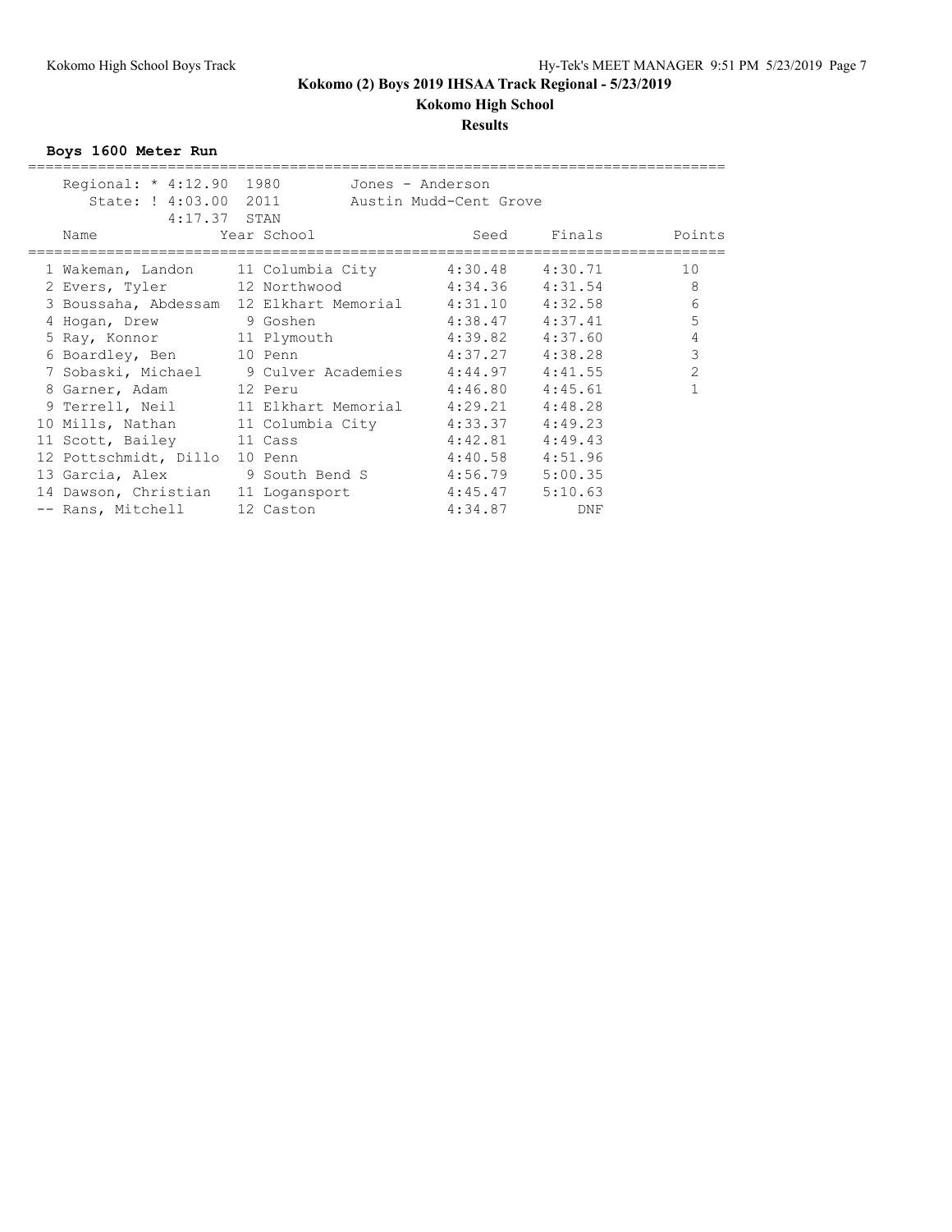# Kokomo (2) Boys 2019 IHSAA Track Regional - 5/23/2019

## Kokomo High School

### Results

**Boys 1600 Meter Run**

Regional: * 4:12.90 1980 Jones - Anderson
State: ! 4:03.00 2011 Austin Mudd-Cent Grove
4:17.37 STAN

| | Name | Year | School | Seed | Finals | Points |
|---|---|---|---|---|---|---|
| 1 | Wakeman, Landon | 11 | Columbia City | 4:30.48 | 4:30.71 | 10 |
| 2 | Evers, Tyler | 12 | Northwood | 4:34.36 | 4:31.54 | 8 |
| 3 | Boussaha, Abdessam | 12 | Elkhart Memorial | 4:31.10 | 4:32.58 | 6 |
| 4 | Hogan, Drew | 9 | Goshen | 4:38.47 | 4:37.41 | 5 |
| 5 | Ray, Konnor | 11 | Plymouth | 4:39.82 | 4:37.60 | 4 |
| 6 | Boardley, Ben | 10 | Penn | 4:37.27 | 4:38.28 | 3 |
| 7 | Sobaski, Michael | 9 | Culver Academies | 4:44.97 | 4:41.55 | 2 |
| 8 | Garner, Adam | 12 | Peru | 4:46.80 | 4:45.61 | 1 |
| 9 | Terrell, Neil | 11 | Elkhart Memorial | 4:29.21 | 4:48.28 | |
| 10 | Mills, Nathan | 11 | Columbia City | 4:33.37 | 4:49.23 | |
| 11 | Scott, Bailey | 11 | Cass | 4:42.81 | 4:49.43 | |
| 12 | Pottschmidt, Dillo | 10 | Penn | 4:40.58 | 4:51.96 | |
| 13 | Garcia, Alex | 9 | South Bend S | 4:56.79 | 5:00.35 | |
| 14 | Dawson, Christian | 11 | Logansport | 4:45.47 | 5:10.63 | |
| -- | Rans, Mitchell | 12 | Caston | 4:34.87 | DNF | |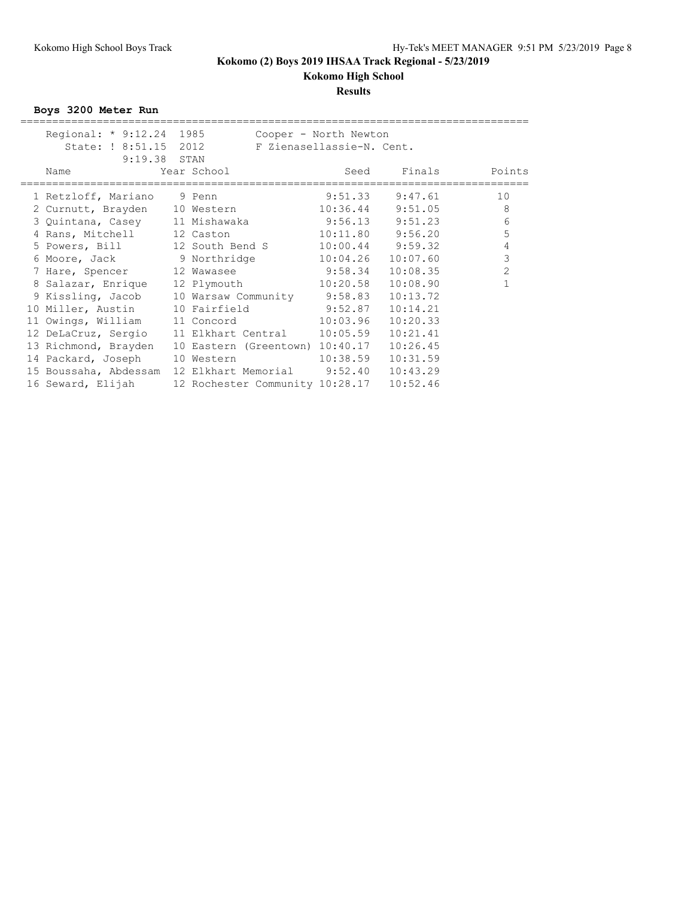# Kokomo (2) Boys 2019 IHSAA Track Regional - 5/23/2019

## Kokomo High School

### Results

**Boys 3200 Meter Run**

Regional: * 9:12.24 1985 Cooper - North Newton
State: ! 8:51.15 2012 F Zienasellassie-N. Cent.
9:19.38 STAN

| Place | Name | Year | School | Seed | Finals | Points |
|---|---|---|---|---|---|---|
| 1 | Retzloff, Mariano | 9 | Penn | 9:51.33 | 9:47.61 | 10 |
| 2 | Curnutt, Brayden | 10 | Western | 10:36.44 | 9:51.05 | 8 |
| 3 | Quintana, Casey | 11 | Mishawaka | 9:56.13 | 9:51.23 | 6 |
| 4 | Rans, Mitchell | 12 | Caston | 10:11.80 | 9:56.20 | 5 |
| 5 | Powers, Bill | 12 | South Bend S | 10:00.44 | 9:59.32 | 4 |
| 6 | Moore, Jack | 9 | Northridge | 10:04.26 | 10:07.60 | 3 |
| 7 | Hare, Spencer | 12 | Wawasee | 9:58.34 | 10:08.35 | 2 |
| 8 | Salazar, Enrique | 12 | Plymouth | 10:20.58 | 10:08.90 | 1 |
| 9 | Kissling, Jacob | 10 | Warsaw Community | 9:58.83 | 10:13.72 | |
| 10 | Miller, Austin | 10 | Fairfield | 9:52.87 | 10:14.21 | |
| 11 | Owings, William | 11 | Concord | 10:03.96 | 10:20.33 | |
| 12 | DeLaCruz, Sergio | 11 | Elkhart Central | 10:05.59 | 10:21.41 | |
| 13 | Richmond, Brayden | 10 | Eastern (Greentown) | 10:40.17 | 10:26.45 | |
| 14 | Packard, Joseph | 10 | Western | 10:38.59 | 10:31.59 | |
| 15 | Boussaha, Abdessam | 12 | Elkhart Memorial | 9:52.40 | 10:43.29 | |
| 16 | Seward, Elijah | 12 | Rochester Community | 10:28.17 | 10:52.46 | |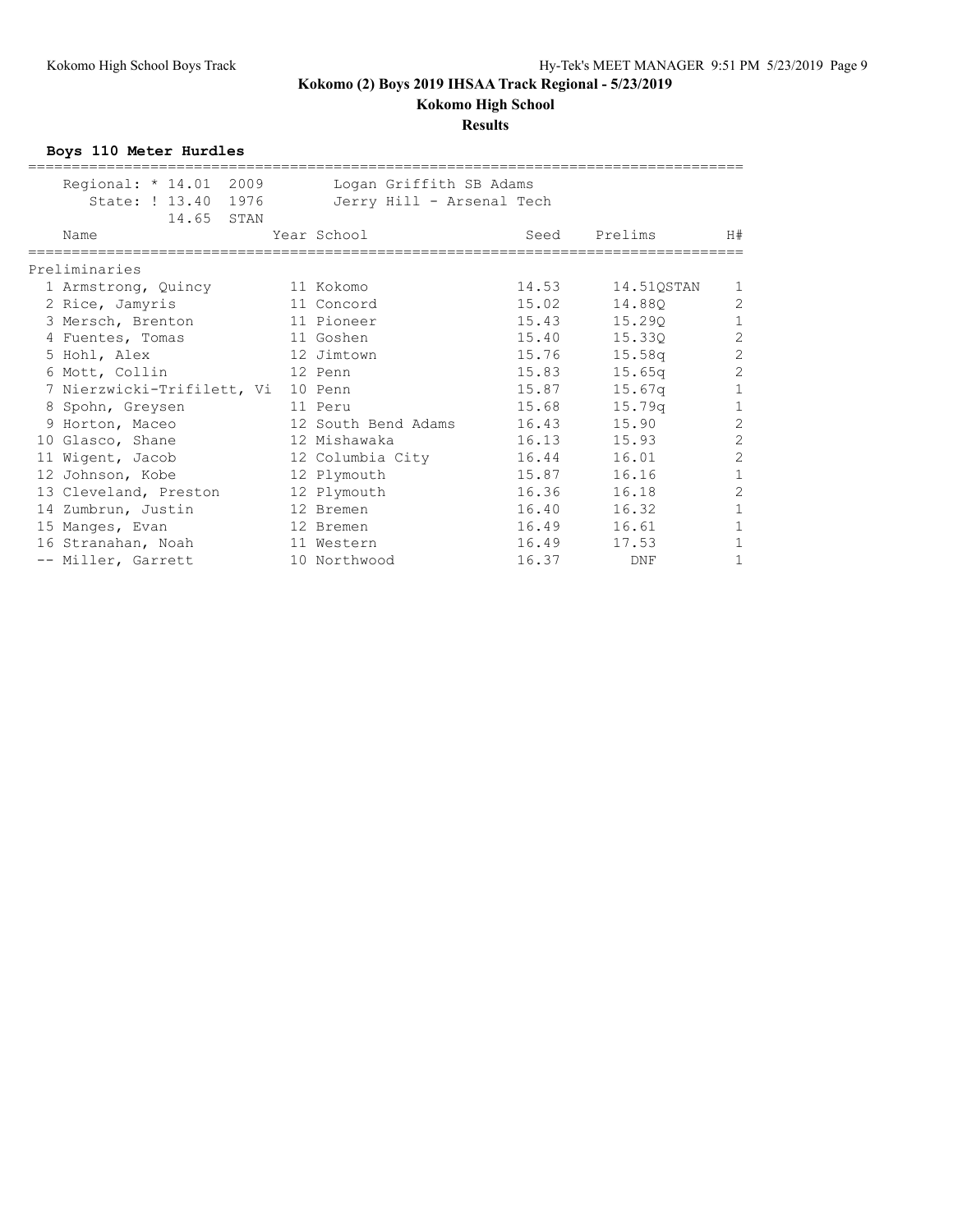# Kokomo (2) Boys 2019 IHSAA Track Regional - 5/23/2019

## Kokomo High School

### Results

**Boys 110 Meter Hurdles**

Regional: * 14.01 2009 Logan Griffith SB Adams
State: ! 13.40 1976 Jerry Hill - Arsenal Tech
14.65 STAN

Preliminaries

| | Name | Year | School | Seed | Prelims | H# |
|---|---|---|---|---|---|---|
| 1 | Armstrong, Quincy | 11 | Kokomo | 14.53 | 14.51QSTAN | 1 |
| 2 | Rice, Jamyris | 11 | Concord | 15.02 | 14.88Q | 2 |
| 3 | Mersch, Brenton | 11 | Pioneer | 15.43 | 15.29Q | 1 |
| 4 | Fuentes, Tomas | 11 | Goshen | 15.40 | 15.33Q | 2 |
| 5 | Hohl, Alex | 12 | Jimtown | 15.76 | 15.58q | 2 |
| 6 | Mott, Collin | 12 | Penn | 15.83 | 15.65q | 2 |
| 7 | Nierzwicki-Trifilett, Vi | 10 | Penn | 15.87 | 15.67q | 1 |
| 8 | Spohn, Greysen | 11 | Peru | 15.68 | 15.79q | 1 |
| 9 | Horton, Maceo | 12 | South Bend Adams | 16.43 | 15.90 | 2 |
| 10 | Glasco, Shane | 12 | Mishawaka | 16.13 | 15.93 | 2 |
| 11 | Wigent, Jacob | 12 | Columbia City | 16.44 | 16.01 | 2 |
| 12 | Johnson, Kobe | 12 | Plymouth | 15.87 | 16.16 | 1 |
| 13 | Cleveland, Preston | 12 | Plymouth | 16.36 | 16.18 | 2 |
| 14 | Zumbrun, Justin | 12 | Bremen | 16.40 | 16.32 | 1 |
| 15 | Manges, Evan | 12 | Bremen | 16.49 | 16.61 | 1 |
| 16 | Stranahan, Noah | 11 | Western | 16.49 | 17.53 | 1 |
| -- | Miller, Garrett | 10 | Northwood | 16.37 | DNF | 1 |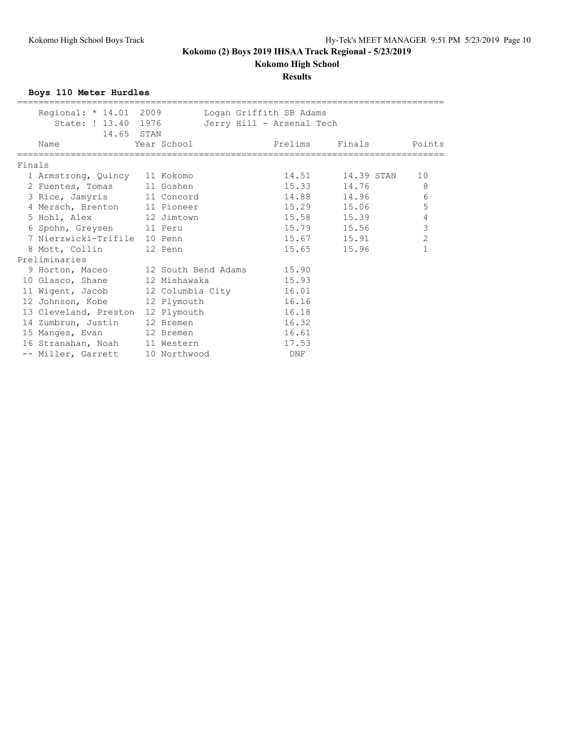**Kokomo (2) Boys 2019 IHSAA Track Regional - 5/23/2019**

**Kokomo High School**

**Results**

### Boys 110 Meter Hurdles

Regional: * 14.01 2009 Logan Griffith SB Adams
State: ! 13.40 1976 Jerry Hill - Arsenal Tech
14.65 STAN

**Finals**

| Place | Name | Year | School | Prelims | Finals | Points |
|---|---|---|---|---|---|---|
| 1 | Armstrong, Quincy | 11 | Kokomo | 14.51 | 14.39 STAN | 10 |
| 2 | Fuentes, Tomas | 11 | Goshen | 15.33 | 14.76 | 8 |
| 3 | Rice, Jamyris | 11 | Concord | 14.88 | 14.96 | 6 |
| 4 | Mersch, Brenton | 11 | Pioneer | 15.29 | 15.06 | 5 |
| 5 | Hohl, Alex | 12 | Jimtown | 15.58 | 15.39 | 4 |
| 6 | Spohn, Greysen | 11 | Peru | 15.79 | 15.56 | 3 |
| 7 | Nierzwicki-Trifile | 10 | Penn | 15.67 | 15.91 | 2 |
| 8 | Mott, Collin | 12 | Penn | 15.65 | 15.96 | 1 |

**Preliminaries**

| Place | Name | Year | School | Prelims |
|---|---|---|---|---|
| 9 | Horton, Maceo | 12 | South Bend Adams | 15.90 |
| 10 | Glasco, Shane | 12 | Mishawaka | 15.93 |
| 11 | Wigent, Jacob | 12 | Columbia City | 16.01 |
| 12 | Johnson, Kobe | 12 | Plymouth | 16.16 |
| 13 | Cleveland, Preston | 12 | Plymouth | 16.18 |
| 14 | Zumbrun, Justin | 12 | Bremen | 16.32 |
| 15 | Manges, Evan | 12 | Bremen | 16.61 |
| 16 | Stranahan, Noah | 11 | Western | 17.53 |
| -- | Miller, Garrett | 10 | Northwood | DNF |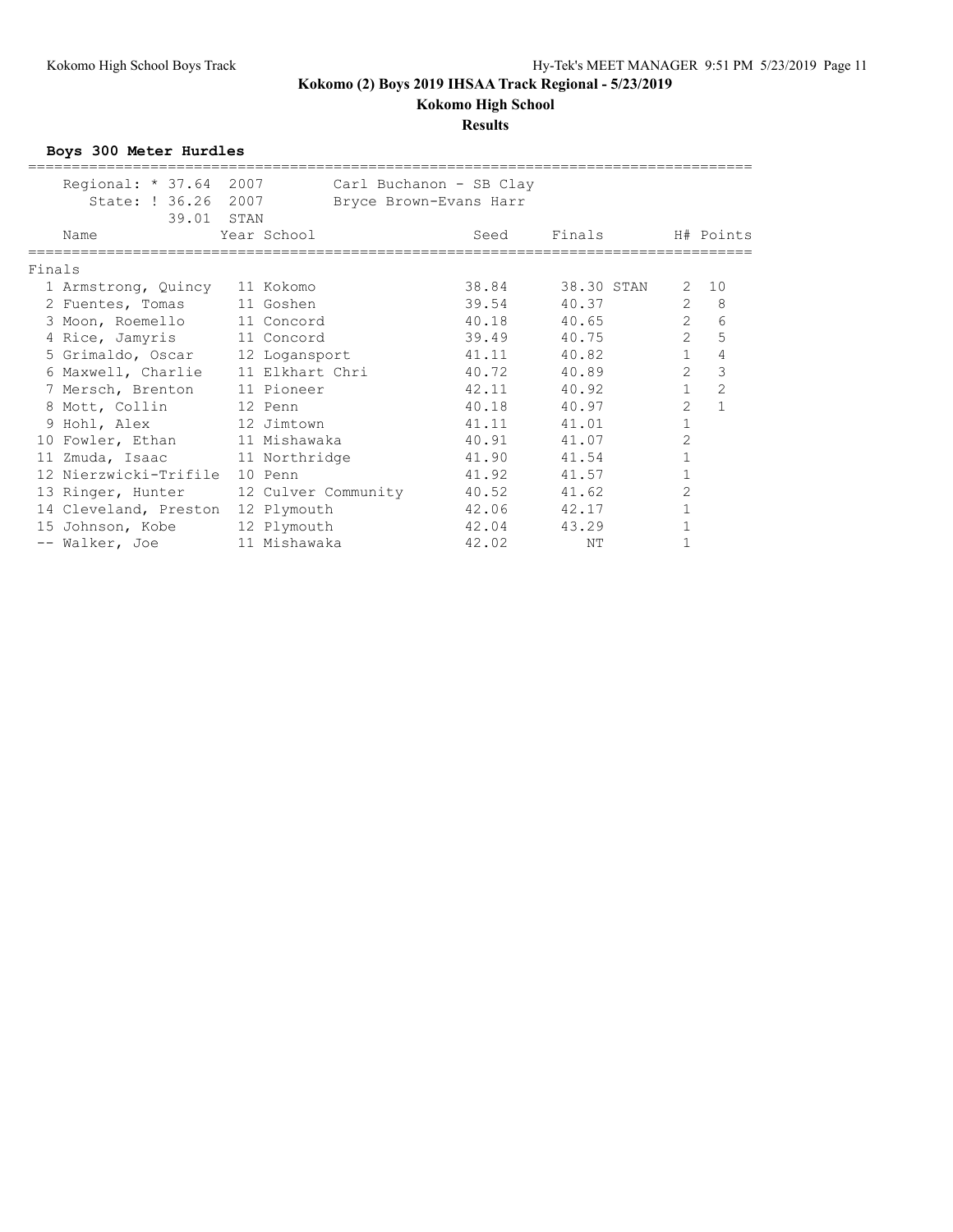# Kokomo (2) Boys 2019 IHSAA Track Regional - 5/23/2019

## Kokomo High School

### Results

**Boys 300 Meter Hurdles**

Regional: * 37.64 2007 Carl Buchanon - SB Clay
State: ! 36.26 2007 Bryce Brown-Evans Harr
39.01 STAN

**Finals**

| | Name | Year | School | Seed | Finals | | H# | Points |
|---|---|---|---|---|---|---|---|---|
| 1 | Armstrong, Quincy | 11 | Kokomo | 38.84 | 38.30 | STAN | 2 | 10 |
| 2 | Fuentes, Tomas | 11 | Goshen | 39.54 | 40.37 | | 2 | 8 |
| 3 | Moon, Roemello | 11 | Concord | 40.18 | 40.65 | | 2 | 6 |
| 4 | Rice, Jamyris | 11 | Concord | 39.49 | 40.75 | | 2 | 5 |
| 5 | Grimaldo, Oscar | 12 | Logansport | 41.11 | 40.82 | | 1 | 4 |
| 6 | Maxwell, Charlie | 11 | Elkhart Chri | 40.72 | 40.89 | | 2 | 3 |
| 7 | Mersch, Brenton | 11 | Pioneer | 42.11 | 40.92 | | 1 | 2 |
| 8 | Mott, Collin | 12 | Penn | 40.18 | 40.97 | | 2 | 1 |
| 9 | Hohl, Alex | 12 | Jimtown | 41.11 | 41.01 | | 1 | |
| 10 | Fowler, Ethan | 11 | Mishawaka | 40.91 | 41.07 | | 2 | |
| 11 | Zmuda, Isaac | 11 | Northridge | 41.90 | 41.54 | | 1 | |
| 12 | Nierzwicki-Trifile | 10 | Penn | 41.92 | 41.57 | | 1 | |
| 13 | Ringer, Hunter | 12 | Culver Community | 40.52 | 41.62 | | 2 | |
| 14 | Cleveland, Preston | 12 | Plymouth | 42.06 | 42.17 | | 1 | |
| 15 | Johnson, Kobe | 12 | Plymouth | 42.04 | 43.29 | | 1 | |
| -- | Walker, Joe | 11 | Mishawaka | 42.02 | NT | | 1 | |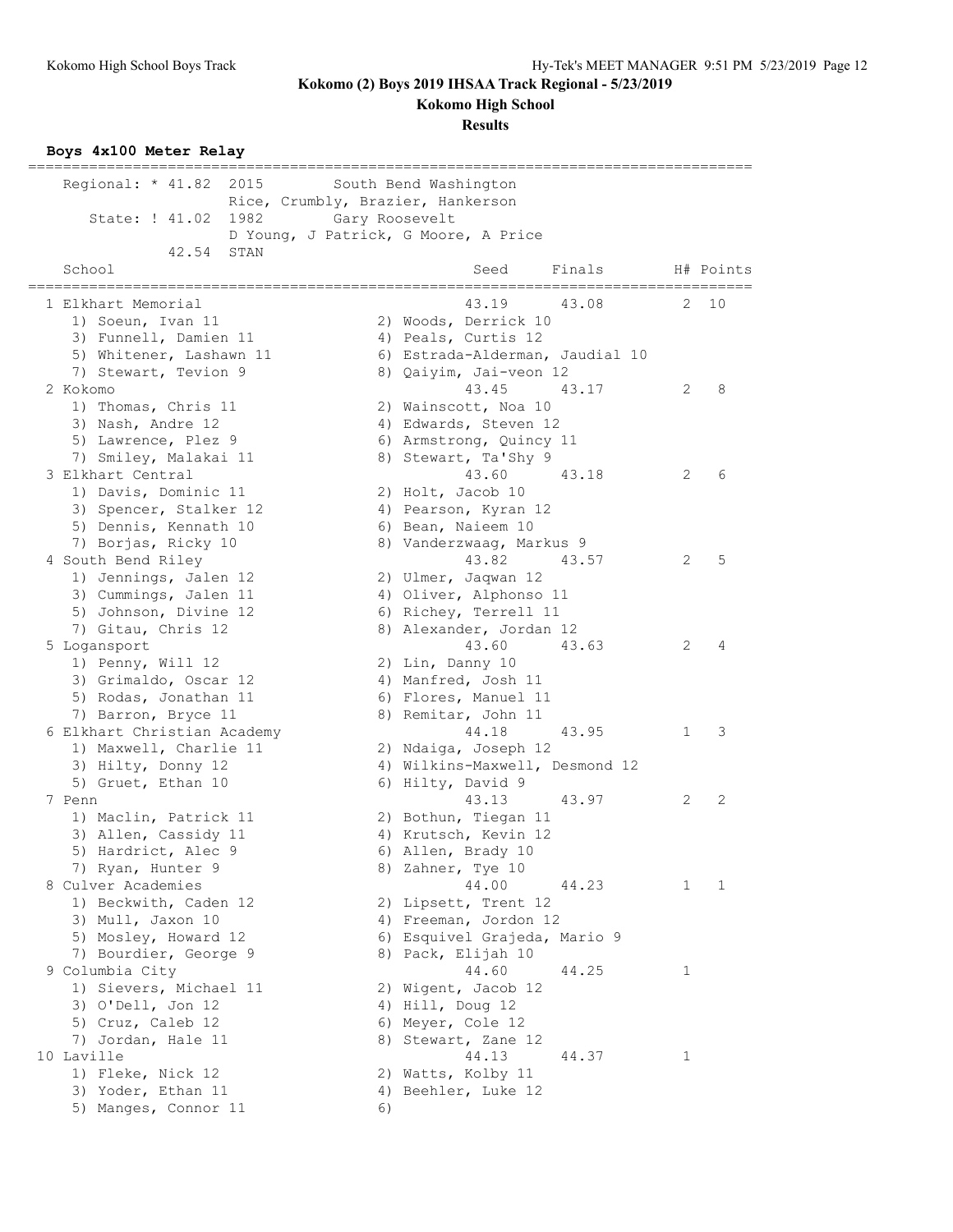**Kokomo (2) Boys 2019 IHSAA Track Regional - 5/23/2019**

**Kokomo High School**

**Results**

### Boys 4x100 Meter Relay

Regional: * 41.82 2015 South Bend Washington
Rice, Crumbly, Brazier, Hankerson

State: ! 41.02 1982 Gary Roosevelt
D Young, J Patrick, G Moore, A Price

42.54 STAN

| Place | School | Seed | Finals | H# | Points |
|---|---|---|---|---|---|
| 1 | Elkhart Memorial | 43.19 | 43.08 | 2 | 10 |
| | 1) Soeun, Ivan 11; 2) Woods, Derrick 10; 3) Funnell, Damien 11; 4) Peals, Curtis 12; 5) Whitener, Lashawn 11; 6) Estrada-Alderman, Jaudial 10; 7) Stewart, Tevion 9; 8) Qaiyim, Jai-veon 12 | | | | |
| 2 | Kokomo | 43.45 | 43.17 | 2 | 8 |
| | 1) Thomas, Chris 11; 2) Wainscott, Noa 10; 3) Nash, Andre 12; 4) Edwards, Steven 12; 5) Lawrence, Plez 9; 6) Armstrong, Quincy 11; 7) Smiley, Malakai 11; 8) Stewart, Ta'Shy 9 | | | | |
| 3 | Elkhart Central | 43.60 | 43.18 | 2 | 6 |
| | 1) Davis, Dominic 11; 2) Holt, Jacob 10; 3) Spencer, Stalker 12; 4) Pearson, Kyran 12; 5) Dennis, Kennath 10; 6) Bean, Naieem 10; 7) Borjas, Ricky 10; 8) Vanderzwaag, Markus 9 | | | | |
| 4 | South Bend Riley | 43.82 | 43.57 | 2 | 5 |
| | 1) Jennings, Jalen 12; 2) Ulmer, Jaqwan 12; 3) Cummings, Jalen 11; 4) Oliver, Alphonso 11; 5) Johnson, Divine 12; 6) Richey, Terrell 11; 7) Gitau, Chris 12; 8) Alexander, Jordan 12 | | | | |
| 5 | Logansport | 43.60 | 43.63 | 2 | 4 |
| | 1) Penny, Will 12; 2) Lin, Danny 10; 3) Grimaldo, Oscar 12; 4) Manfred, Josh 11; 5) Rodas, Jonathan 11; 6) Flores, Manuel 11; 7) Barron, Bryce 11; 8) Remitar, John 11 | | | | |
| 6 | Elkhart Christian Academy | 44.18 | 43.95 | 1 | 3 |
| | 1) Maxwell, Charlie 11; 2) Ndaiga, Joseph 12; 3) Hilty, Donny 12; 4) Wilkins-Maxwell, Desmond 12; 5) Gruet, Ethan 10; 6) Hilty, David 9 | | | | |
| 7 | Penn | 43.13 | 43.97 | 2 | 2 |
| | 1) Maclin, Patrick 11; 2) Bothun, Tiegan 11; 3) Allen, Cassidy 11; 4) Krutsch, Kevin 12; 5) Hardrict, Alec 9; 6) Allen, Brady 10; 7) Ryan, Hunter 9; 8) Zahner, Tye 10 | | | | |
| 8 | Culver Academies | 44.00 | 44.23 | 1 | 1 |
| | 1) Beckwith, Caden 12; 2) Lipsett, Trent 12; 3) Mull, Jaxon 10; 4) Freeman, Jordon 12; 5) Mosley, Howard 12; 6) Esquivel Grajeda, Mario 9; 7) Bourdier, George 9; 8) Pack, Elijah 10 | | | | |
| 9 | Columbia City | 44.60 | 44.25 | 1 | |
| | 1) Sievers, Michael 11; 2) Wigent, Jacob 12; 3) O'Dell, Jon 12; 4) Hill, Doug 12; 5) Cruz, Caleb 12; 6) Meyer, Cole 12; 7) Jordan, Hale 11; 8) Stewart, Zane 12 | | | | |
| 10 | Laville | 44.13 | 44.37 | 1 | |
| | 1) Fleke, Nick 12; 2) Watts, Kolby 11; 3) Yoder, Ethan 11; 4) Beehler, Luke 12; 5) Manges, Connor 11; 6) | | | | |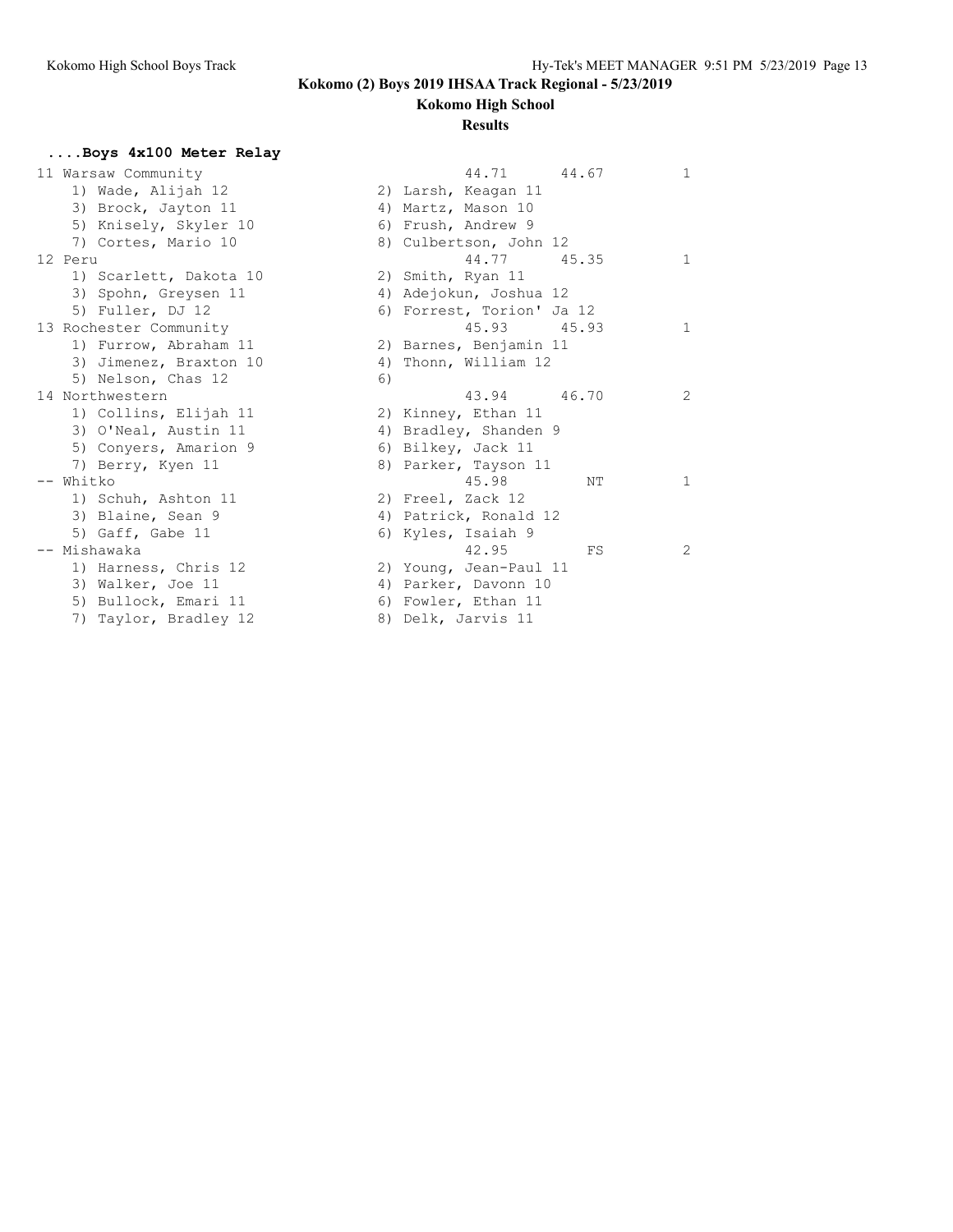**Kokomo (2) Boys 2019 IHSAA Track Regional - 5/23/2019**

**Kokomo High School**

**Results**

### ....Boys 4x100 Meter Relay

```
11 Warsaw Community                                  44.71      44.67         1
    1) Wade, Alijah 12                 2) Larsh, Keagan 11
    3) Brock, Jayton 11                4) Martz, Mason 10
    5) Knisely, Skyler 10              6) Frush, Andrew 9
    7) Cortes, Mario 10                8) Culbertson, John 12
12 Peru                                              44.77      45.35         1
    1) Scarlett, Dakota 10             2) Smith, Ryan 11
    3) Spohn, Greysen 11               4) Adejokun, Joshua 12
    5) Fuller, DJ 12                   6) Forrest, Torion' Ja 12
13 Rochester Community                                45.93      45.93         1
    1) Furrow, Abraham 11              2) Barnes, Benjamin 11
    3) Jimenez, Braxton 10             4) Thonn, William 12
    5) Nelson, Chas 12                 6)
14 Northwestern                                      43.94      46.70         2
    1) Collins, Elijah 11              2) Kinney, Ethan 11
    3) O'Neal, Austin 11               4) Bradley, Shanden 9
    5) Conyers, Amarion 9              6) Bilkey, Jack 11
    7) Berry, Kyen 11                  8) Parker, Tayson 11
-- Whitko                                            45.98         NT         1
    1) Schuh, Ashton 11                2) Freel, Zack 12
    3) Blaine, Sean 9                  4) Patrick, Ronald 12
    5) Gaff, Gabe 11                   6) Kyles, Isaiah 9
-- Mishawaka                                         42.95         FS         2
    1) Harness, Chris 12               2) Young, Jean-Paul 11
    3) Walker, Joe 11                  4) Parker, Davonn 10
    5) Bullock, Emari 11               6) Fowler, Ethan 11
    7) Taylor, Bradley 12              8) Delk, Jarvis 11
```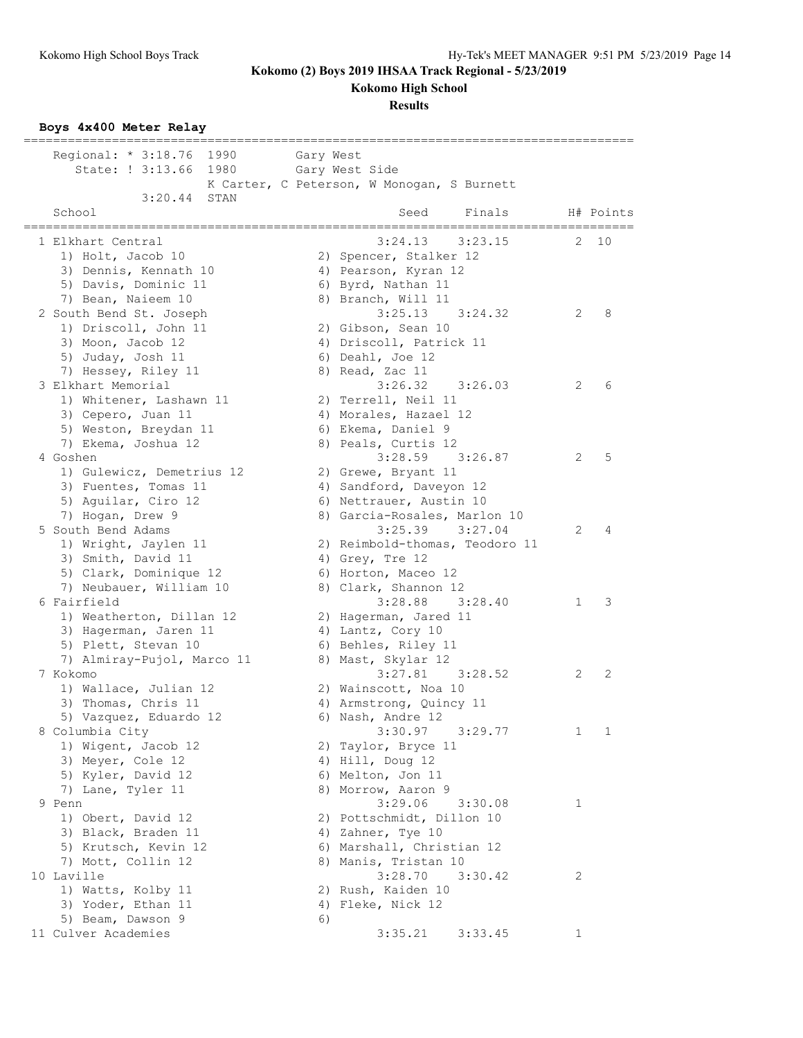# Kokomo (2) Boys 2019 IHSAA Track Regional - 5/23/2019

## Kokomo High School

### Results

**Boys 4x400 Meter Relay**

Regional: * 3:18.76 1990 Gary West
State: ! 3:13.66 1980 Gary West Side
K Carter, C Peterson, W Monogan, S Burnett
3:20.44 STAN

| School | Seed | Finals | H# | Points |
|---|---|---|---|---|
| 1 Elkhart Central | 3:24.13 | 3:23.15 | 2 | 10 |
| 1) Holt, Jacob 10; 2) Spencer, Stalker 12; 3) Dennis, Kennath 10; 4) Pearson, Kyran 12; 5) Davis, Dominic 11; 6) Byrd, Nathan 11; 7) Bean, Naieem 10; 8) Branch, Will 11 | | | | |
| 2 South Bend St. Joseph | 3:25.13 | 3:24.32 | 2 | 8 |
| 1) Driscoll, John 11; 2) Gibson, Sean 10; 3) Moon, Jacob 12; 4) Driscoll, Patrick 11; 5) Juday, Josh 11; 6) Deahl, Joe 12; 7) Hessey, Riley 11; 8) Read, Zac 11 | | | | |
| 3 Elkhart Memorial | 3:26.32 | 3:26.03 | 2 | 6 |
| 1) Whitener, Lashawn 11; 2) Terrell, Neil 11; 3) Cepero, Juan 11; 4) Morales, Hazael 12; 5) Weston, Breydan 11; 6) Ekema, Daniel 9; 7) Ekema, Joshua 12; 8) Peals, Curtis 12 | | | | |
| 4 Goshen | 3:28.59 | 3:26.87 | 2 | 5 |
| 1) Gulewicz, Demetrius 12; 2) Grewe, Bryant 11; 3) Fuentes, Tomas 11; 4) Sandford, Daveyon 12; 5) Aguilar, Ciro 12; 6) Nettrauer, Austin 10; 7) Hogan, Drew 9; 8) Garcia-Rosales, Marlon 10 | | | | |
| 5 South Bend Adams | 3:25.39 | 3:27.04 | 2 | 4 |
| 1) Wright, Jaylen 11; 2) Reimbold-thomas, Teodoro 11; 3) Smith, David 11; 4) Grey, Tre 12; 5) Clark, Dominique 12; 6) Horton, Maceo 12; 7) Neubauer, William 10; 8) Clark, Shannon 12 | | | | |
| 6 Fairfield | 3:28.88 | 3:28.40 | 1 | 3 |
| 1) Weatherton, Dillan 12; 2) Hagerman, Jared 11; 3) Hagerman, Jaren 11; 4) Lantz, Cory 10; 5) Plett, Stevan 10; 6) Behles, Riley 11; 7) Almiray-Pujol, Marco 11; 8) Mast, Skylar 12 | | | | |
| 7 Kokomo | 3:27.81 | 3:28.52 | 2 | 2 |
| 1) Wallace, Julian 12; 2) Wainscott, Noa 10; 3) Thomas, Chris 11; 4) Armstrong, Quincy 11; 5) Vazquez, Eduardo 12; 6) Nash, Andre 12 | | | | |
| 8 Columbia City | 3:30.97 | 3:29.77 | 1 | 1 |
| 1) Wigent, Jacob 12; 2) Taylor, Bryce 11; 3) Meyer, Cole 12; 4) Hill, Doug 12; 5) Kyler, David 12; 6) Melton, Jon 11; 7) Lane, Tyler 11; 8) Morrow, Aaron 9 | | | | |
| 9 Penn | 3:29.06 | 3:30.08 | 1 | |
| 1) Obert, David 12; 2) Pottschmidt, Dillon 10; 3) Black, Braden 11; 4) Zahner, Tye 10; 5) Krutsch, Kevin 12; 6) Marshall, Christian 12; 7) Mott, Collin 12; 8) Manis, Tristan 10 | | | | |
| 10 Laville | 3:28.70 | 3:30.42 | 2 | |
| 1) Watts, Kolby 11; 2) Rush, Kaiden 10; 3) Yoder, Ethan 11; 4) Fleke, Nick 12; 5) Beam, Dawson 9; 6) | | | | |
| 11 Culver Academies | 3:35.21 | 3:33.45 | 1 | |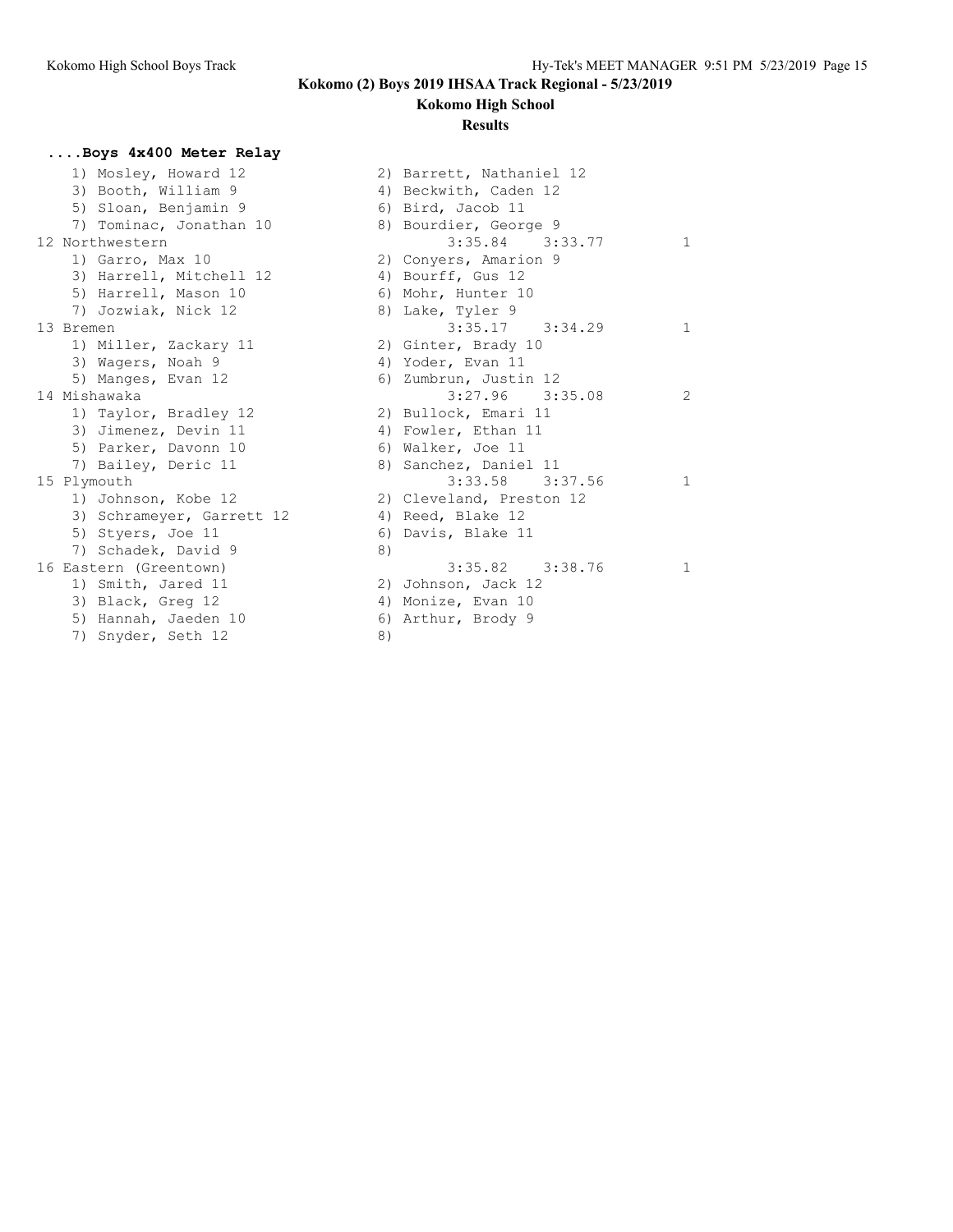## Kokomo (2) Boys 2019 IHSAA Track Regional - 5/23/2019

### Kokomo High School

### Results

**....Boys 4x400 Meter Relay**

```
    1) Mosley, Howard 12              2) Barrett, Nathaniel 12
    3) Booth, William 9               4) Beckwith, Caden 12
    5) Sloan, Benjamin 9              6) Bird, Jacob 11
    7) Tominac, Jonathan 10           8) Bourdier, George 9
12 Northwestern                              3:35.84    3:33.77         1
    1) Garro, Max 10                  2) Conyers, Amarion 9
    3) Harrell, Mitchell 12           4) Bourff, Gus 12
    5) Harrell, Mason 10              6) Mohr, Hunter 10
    7) Jozwiak, Nick 12               8) Lake, Tyler 9
13 Bremen                                    3:35.17    3:34.29         1
    1) Miller, Zackary 11             2) Ginter, Brady 10
    3) Wagers, Noah 9                 4) Yoder, Evan 11
    5) Manges, Evan 12                6) Zumbrun, Justin 12
14 Mishawaka                                 3:27.96    3:35.08         2
    1) Taylor, Bradley 12             2) Bullock, Emari 11
    3) Jimenez, Devin 11              4) Fowler, Ethan 11
    5) Parker, Davonn 10              6) Walker, Joe 11
    7) Bailey, Deric 11               8) Sanchez, Daniel 11
15 Plymouth                                  3:33.58    3:37.56         1
    1) Johnson, Kobe 12               2) Cleveland, Preston 12
    3) Schrameyer, Garrett 12         4) Reed, Blake 12
    5) Styers, Joe 11                 6) Davis, Blake 11
    7) Schadek, David 9               8)
16 Eastern (Greentown)                       3:35.82    3:38.76         1
    1) Smith, Jared 11                2) Johnson, Jack 12
    3) Black, Greg 12                 4) Monize, Evan 10
    5) Hannah, Jaeden 10              6) Arthur, Brody 9
    7) Snyder, Seth 12                8)
```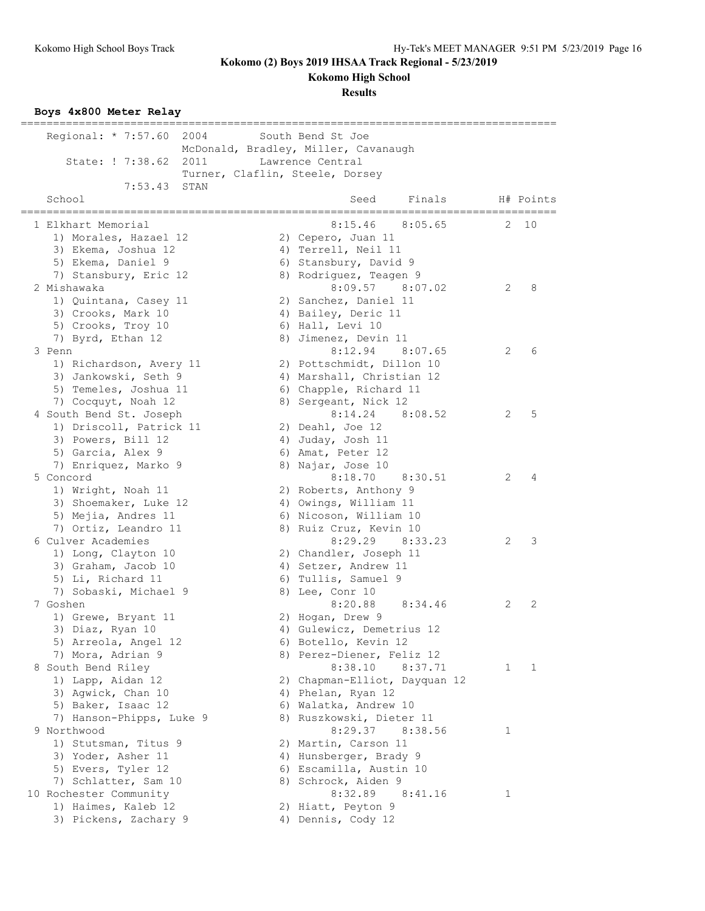# Kokomo (2) Boys 2019 IHSAA Track Regional - 5/23/2019

## Kokomo High School

### Results

**Boys 4x800 Meter Relay**

```
=================================================================================
   Regional: * 7:57.60  2004        South Bend St Joe
                        McDonald, Bradley, Miller, Cavanaugh
      State: ! 7:38.62  2011        Lawrence Central
                        Turner, Claflin, Steele, Dorsey
            7:53.43  STAN
   School                                        Seed     Finals        H# Points
=================================================================================
  1 Elkhart Memorial                          8:15.46    8:05.65        2  10
     1) Morales, Hazael 12             2) Cepero, Juan 11
     3) Ekema, Joshua 12               4) Terrell, Neil 11
     5) Ekema, Daniel 9                6) Stansbury, David 9
     7) Stansbury, Eric 12             8) Rodriguez, Teagen 9
  2 Mishawaka                                 8:09.57    8:07.02        2   8
     1) Quintana, Casey 11             2) Sanchez, Daniel 11
     3) Crooks, Mark 10                4) Bailey, Deric 11
     5) Crooks, Troy 10                6) Hall, Levi 10
     7) Byrd, Ethan 12                 8) Jimenez, Devin 11
  3 Penn                                      8:12.94    8:07.65        2   6
     1) Richardson, Avery 11           2) Pottschmidt, Dillon 10
     3) Jankowski, Seth 9              4) Marshall, Christian 12
     5) Temeles, Joshua 11             6) Chapple, Richard 11
     7) Cocquyt, Noah 12               8) Sergeant, Nick 12
  4 South Bend St. Joseph                     8:14.24    8:08.52        2   5
     1) Driscoll, Patrick 11           2) Deahl, Joe 12
     3) Powers, Bill 12                4) Juday, Josh 11
     5) Garcia, Alex 9                 6) Amat, Peter 12
     7) Enriquez, Marko 9              8) Najar, Jose 10
  5 Concord                                   8:18.70    8:30.51        2   4
     1) Wright, Noah 11                2) Roberts, Anthony 9
     3) Shoemaker, Luke 12             4) Owings, William 11
     5) Mejia, Andres 11               6) Nicoson, William 10
     7) Ortiz, Leandro 11              8) Ruiz Cruz, Kevin 10
  6 Culver Academies                          8:29.29    8:33.23        2   3
     1) Long, Clayton 10               2) Chandler, Joseph 11
     3) Graham, Jacob 10               4) Setzer, Andrew 11
     5) Li, Richard 11                 6) Tullis, Samuel 9
     7) Sobaski, Michael 9             8) Lee, Conr 10
  7 Goshen                                    8:20.88    8:34.46        2   2
     1) Grewe, Bryant 11               2) Hogan, Drew 9
     3) Diaz, Ryan 10                  4) Gulewicz, Demetrius 12
     5) Arreola, Angel 12              6) Botello, Kevin 12
     7) Mora, Adrian 9                 8) Perez-Diener, Feliz 12
  8 South Bend Riley                          8:38.10    8:37.71        1   1
     1) Lapp, Aidan 12                 2) Chapman-Elliot, Dayquan 12
     3) Agwick, Chan 10                4) Phelan, Ryan 12
     5) Baker, Isaac 12                6) Walatka, Andrew 10
     7) Hanson-Phipps, Luke 9          8) Ruszkowski, Dieter 11
  9 Northwood                                 8:29.37    8:38.56        1
     1) Stutsman, Titus 9              2) Martin, Carson 11
     3) Yoder, Asher 11                4) Hunsberger, Brady 9
     5) Evers, Tyler 12                6) Escamilla, Austin 10
     7) Schlatter, Sam 10              8) Schrock, Aiden 9
 10 Rochester Community                       8:32.89    8:41.16        1
     1) Haimes, Kaleb 12               2) Hiatt, Peyton 9
     3) Pickens, Zachary 9             4) Dennis, Cody 12
```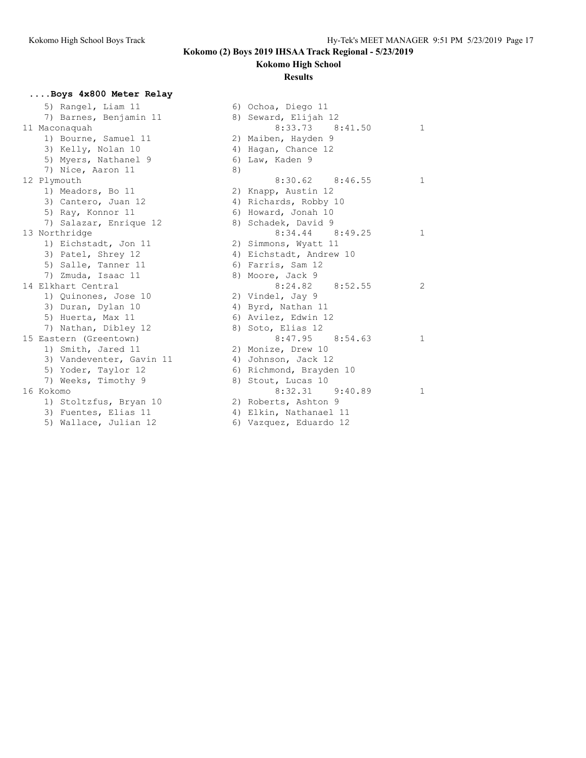# Kokomo (2) Boys 2019 IHSAA Track Regional - 5/23/2019

## Kokomo High School

### Results

**....Boys 4x800 Meter Relay**

```
    5) Rangel, Liam 11               6) Ochoa, Diego 11
    7) Barnes, Benjamin 11           8) Seward, Elijah 12
11 Maconaquah                             8:33.73    8:41.50          1
    1) Bourne, Samuel 11             2) Maiben, Hayden 9
    3) Kelly, Nolan 10               4) Hagan, Chance 12
    5) Myers, Nathanel 9             6) Law, Kaden 9
    7) Nice, Aaron 11                8)
12 Plymouth                               8:30.62    8:46.55          1
    1) Meadors, Bo 11                2) Knapp, Austin 12
    3) Cantero, Juan 12              4) Richards, Robby 10
    5) Ray, Konnor 11                6) Howard, Jonah 10
    7) Salazar, Enrique 12           8) Schadek, David 9
13 Northridge                             8:34.44    8:49.25          1
    1) Eichstadt, Jon 11             2) Simmons, Wyatt 11
    3) Patel, Shrey 12               4) Eichstadt, Andrew 10
    5) Salle, Tanner 11              6) Farris, Sam 12
    7) Zmuda, Isaac 11               8) Moore, Jack 9
14 Elkhart Central                        8:24.82    8:52.55          2
    1) Quinones, Jose 10             2) Vindel, Jay 9
    3) Duran, Dylan 10               4) Byrd, Nathan 11
    5) Huerta, Max 11                6) Avilez, Edwin 12
    7) Nathan, Dibley 12             8) Soto, Elias 12
15 Eastern (Greentown)                    8:47.95    8:54.63          1
    1) Smith, Jared 11               2) Monize, Drew 10
    3) Vandeventer, Gavin 11         4) Johnson, Jack 12
    5) Yoder, Taylor 12              6) Richmond, Brayden 10
    7) Weeks, Timothy 9              8) Stout, Lucas 10
16 Kokomo                                 8:32.31    9:40.89          1
    1) Stoltzfus, Bryan 10           2) Roberts, Ashton 9
    3) Fuentes, Elias 11             4) Elkin, Nathanael 11
    5) Wallace, Julian 12            6) Vazquez, Eduardo 12
```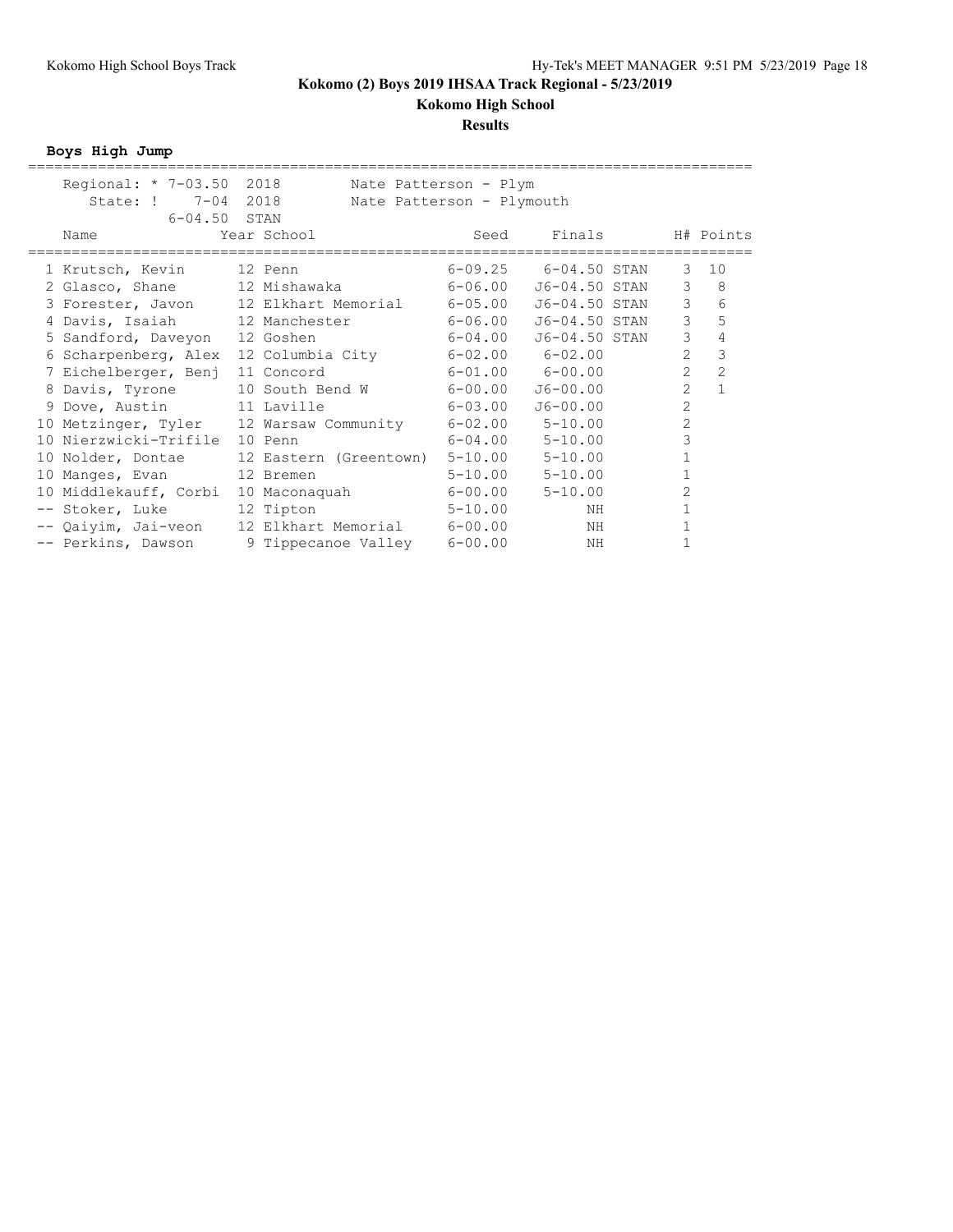**Kokomo (2) Boys 2019 IHSAA Track Regional - 5/23/2019**

**Kokomo High School**

**Results**

**Boys High Jump**

Regional: * 7-03.50 2018 Nate Patterson - Plym
State: ! 7-04 2018 Nate Patterson - Plymouth
6-04.50 STAN

| | Name | Year | School | Seed | Finals | | H# | Points |
|---|---|---|---|---|---|---|---|---|
| 1 | Krutsch, Kevin | 12 | Penn | 6-09.25 | 6-04.50 | STAN | 3 | 10 |
| 2 | Glasco, Shane | 12 | Mishawaka | 6-06.00 | J6-04.50 | STAN | 3 | 8 |
| 3 | Forester, Javon | 12 | Elkhart Memorial | 6-05.00 | J6-04.50 | STAN | 3 | 6 |
| 4 | Davis, Isaiah | 12 | Manchester | 6-06.00 | J6-04.50 | STAN | 3 | 5 |
| 5 | Sandford, Daveyon | 12 | Goshen | 6-04.00 | J6-04.50 | STAN | 3 | 4 |
| 6 | Scharpenberg, Alex | 12 | Columbia City | 6-02.00 | 6-02.00 | | 2 | 3 |
| 7 | Eichelberger, Benj | 11 | Concord | 6-01.00 | 6-00.00 | | 2 | 2 |
| 8 | Davis, Tyrone | 10 | South Bend W | 6-00.00 | J6-00.00 | | 2 | 1 |
| 9 | Dove, Austin | 11 | Laville | 6-03.00 | J6-00.00 | | 2 | |
| 10 | Metzinger, Tyler | 12 | Warsaw Community | 6-02.00 | 5-10.00 | | 2 | |
| 10 | Nierzwicki-Trifile | 10 | Penn | 6-04.00 | 5-10.00 | | 3 | |
| 10 | Nolder, Dontae | 12 | Eastern (Greentown) | 5-10.00 | 5-10.00 | | 1 | |
| 10 | Manges, Evan | 12 | Bremen | 5-10.00 | 5-10.00 | | 1 | |
| 10 | Middlekauff, Corbi | 10 | Maconaquah | 6-00.00 | 5-10.00 | | 2 | |
| -- | Stoker, Luke | 12 | Tipton | 5-10.00 | NH | | 1 | |
| -- | Qaiyim, Jai-veon | 12 | Elkhart Memorial | 6-00.00 | NH | | 1 | |
| -- | Perkins, Dawson | 9 | Tippecanoe Valley | 6-00.00 | NH | | 1 | |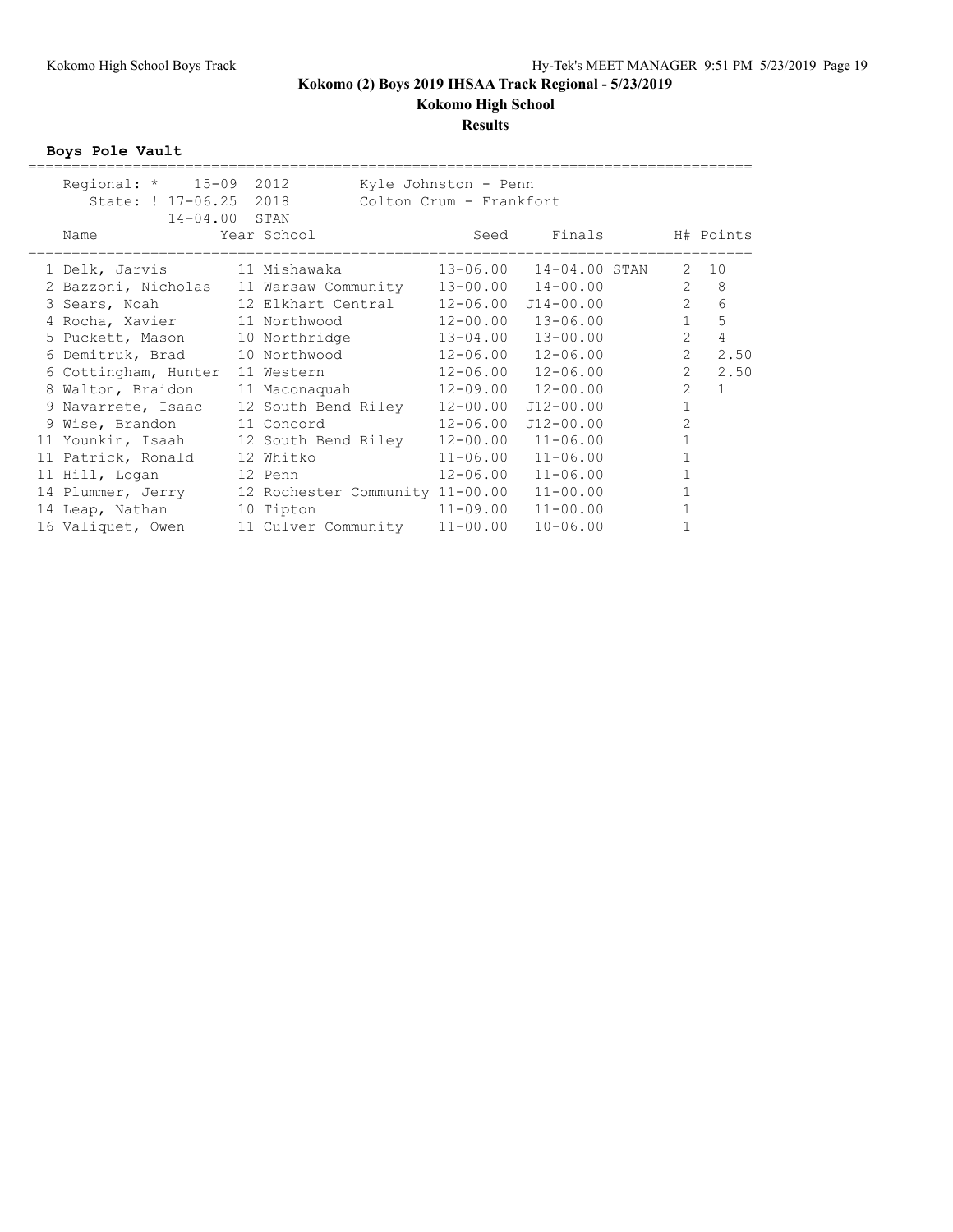# Kokomo (2) Boys 2019 IHSAA Track Regional - 5/23/2019

## Kokomo High School

### Results

**Boys Pole Vault**

Regional: * 15-09 2012 Kyle Johnston - Penn
State: ! 17-06.25 2018 Colton Crum - Frankfort
14-04.00 STAN

| | Name | Year | School | Seed | Finals | | H# | Points |
|---|---|---|---|---|---|---|---|---|
| 1 | Delk, Jarvis | 11 | Mishawaka | 13-06.00 | 14-04.00 | STAN | 2 | 10 |
| 2 | Bazzoni, Nicholas | 11 | Warsaw Community | 13-00.00 | 14-00.00 | | 2 | 8 |
| 3 | Sears, Noah | 12 | Elkhart Central | 12-06.00 | J14-00.00 | | 2 | 6 |
| 4 | Rocha, Xavier | 11 | Northwood | 12-00.00 | 13-06.00 | | 1 | 5 |
| 5 | Puckett, Mason | 10 | Northridge | 13-04.00 | 13-00.00 | | 2 | 4 |
| 6 | Demitruk, Brad | 10 | Northwood | 12-06.00 | 12-06.00 | | 2 | 2.50 |
| 6 | Cottingham, Hunter | 11 | Western | 12-06.00 | 12-06.00 | | 2 | 2.50 |
| 8 | Walton, Braidon | 11 | Maconaquah | 12-09.00 | 12-00.00 | | 2 | 1 |
| 9 | Navarrete, Isaac | 12 | South Bend Riley | 12-00.00 | J12-00.00 | | 1 | |
| 9 | Wise, Brandon | 11 | Concord | 12-06.00 | J12-00.00 | | 2 | |
| 11 | Younkin, Isaah | 12 | South Bend Riley | 12-00.00 | 11-06.00 | | 1 | |
| 11 | Patrick, Ronald | 12 | Whitko | 11-06.00 | 11-06.00 | | 1 | |
| 11 | Hill, Logan | 12 | Penn | 12-06.00 | 11-06.00 | | 1 | |
| 14 | Plummer, Jerry | 12 | Rochester Community | 11-00.00 | 11-00.00 | | 1 | |
| 14 | Leap, Nathan | 10 | Tipton | 11-09.00 | 11-00.00 | | 1 | |
| 16 | Valiquet, Owen | 11 | Culver Community | 11-00.00 | 10-06.00 | | 1 | |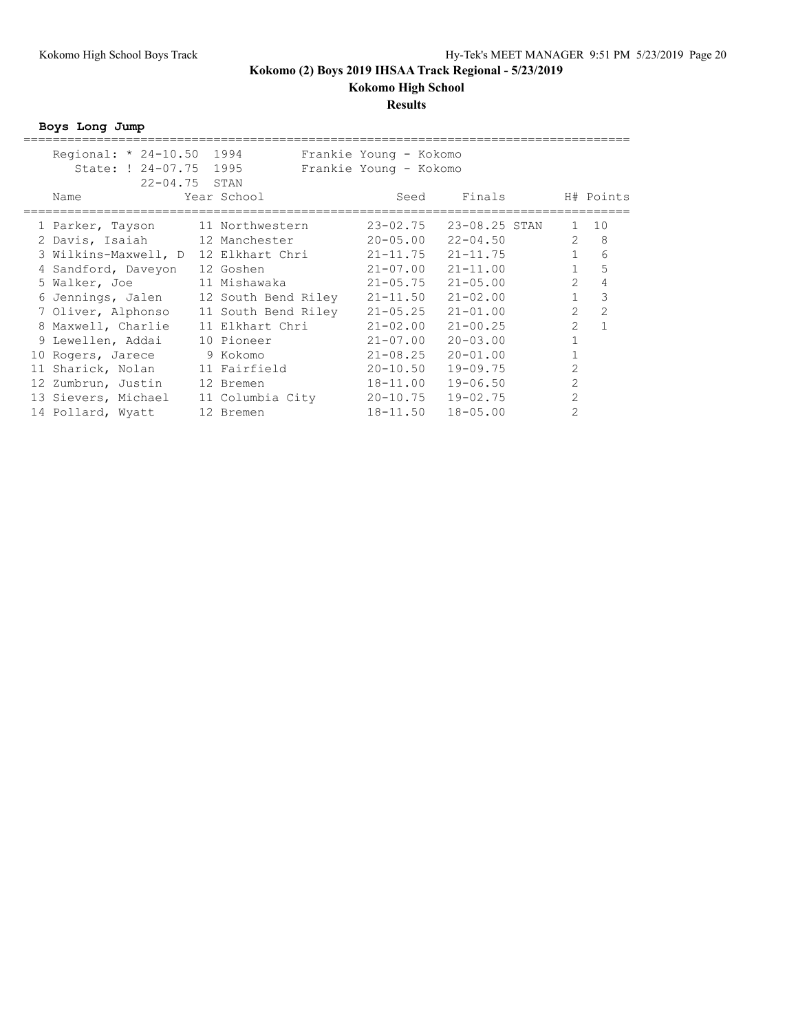# Kokomo (2) Boys 2019 IHSAA Track Regional - 5/23/2019

## Kokomo High School

### Results

**Boys Long Jump**

Regional: * 24-10.50 1994 Frankie Young - Kokomo
State: ! 24-07.75 1995 Frankie Young - Kokomo
22-04.75 STAN

| | Name | Year | School | Seed | Finals | | H# | Points |
|---|---|---|---|---|---|---|---|---|
| 1 | Parker, Tayson | 11 | Northwestern | 23-02.75 | 23-08.25 | STAN | 1 | 10 |
| 2 | Davis, Isaiah | 12 | Manchester | 20-05.00 | 22-04.50 | | 2 | 8 |
| 3 | Wilkins-Maxwell, D | 12 | Elkhart Chri | 21-11.75 | 21-11.75 | | 1 | 6 |
| 4 | Sandford, Daveyon | 12 | Goshen | 21-07.00 | 21-11.00 | | 1 | 5 |
| 5 | Walker, Joe | 11 | Mishawaka | 21-05.75 | 21-05.00 | | 2 | 4 |
| 6 | Jennings, Jalen | 12 | South Bend Riley | 21-11.50 | 21-02.00 | | 1 | 3 |
| 7 | Oliver, Alphonso | 11 | South Bend Riley | 21-05.25 | 21-01.00 | | 2 | 2 |
| 8 | Maxwell, Charlie | 11 | Elkhart Chri | 21-02.00 | 21-00.25 | | 2 | 1 |
| 9 | Lewellen, Addai | 10 | Pioneer | 21-07.00 | 20-03.00 | | 1 | |
| 10 | Rogers, Jarece | 9 | Kokomo | 21-08.25 | 20-01.00 | | 1 | |
| 11 | Sharick, Nolan | 11 | Fairfield | 20-10.50 | 19-09.75 | | 2 | |
| 12 | Zumbrun, Justin | 12 | Bremen | 18-11.00 | 19-06.50 | | 2 | |
| 13 | Sievers, Michael | 11 | Columbia City | 20-10.75 | 19-02.75 | | 2 | |
| 14 | Pollard, Wyatt | 12 | Bremen | 18-11.50 | 18-05.00 | | 2 | |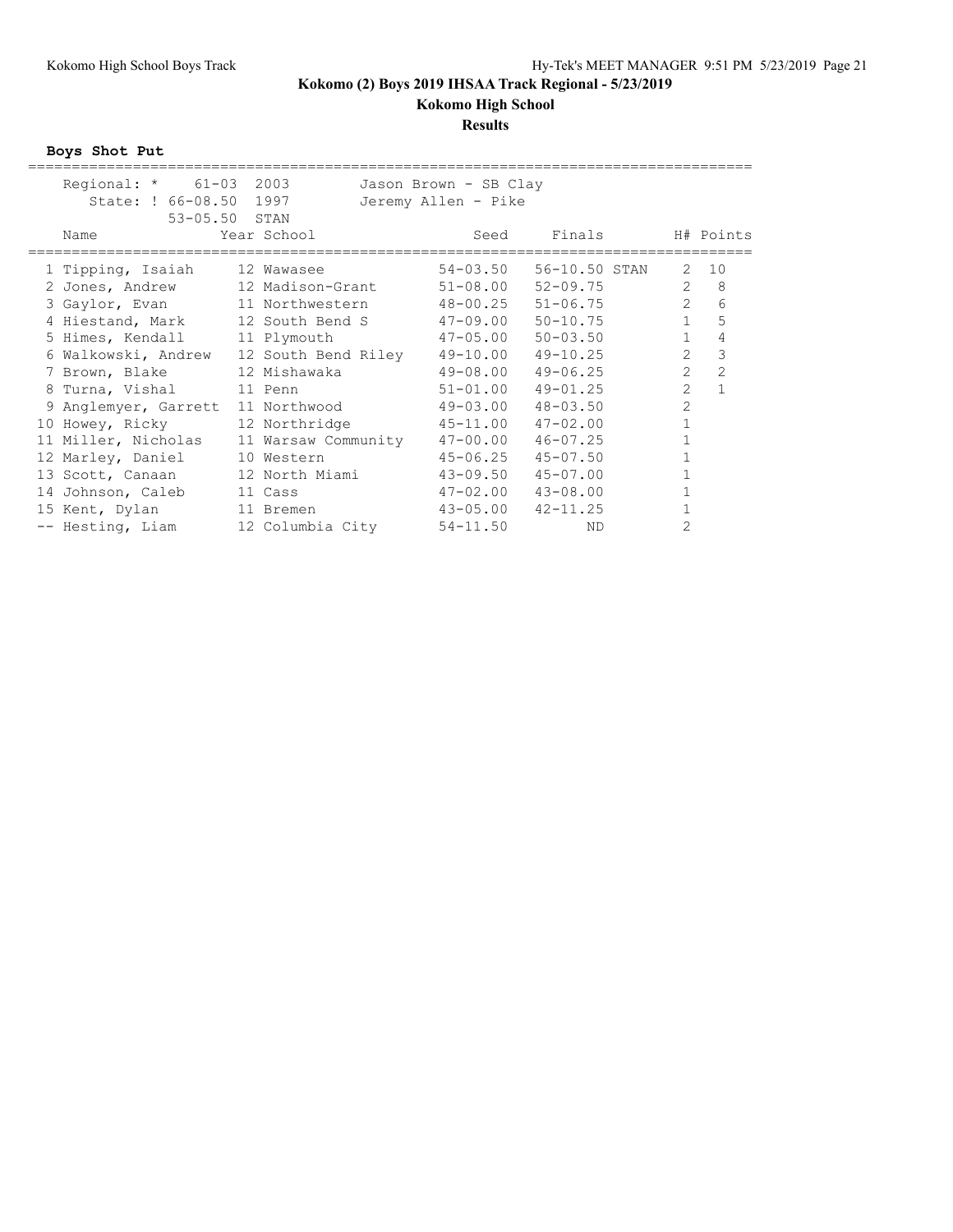# Kokomo (2) Boys 2019 IHSAA Track Regional - 5/23/2019

## Kokomo High School

### Results

**Boys Shot Put**

Regional: * 61-03 2003 Jason Brown - SB Clay
State: ! 66-08.50 1997 Jeremy Allen - Pike
53-05.50 STAN

| | Name | Year | School | Seed | Finals | | H# | Points |
|---|---|---|---|---|---|---|---|---|
| 1 | Tipping, Isaiah | 12 | Wawasee | 54-03.50 | 56-10.50 | STAN | 2 | 10 |
| 2 | Jones, Andrew | 12 | Madison-Grant | 51-08.00 | 52-09.75 | | 2 | 8 |
| 3 | Gaylor, Evan | 11 | Northwestern | 48-00.25 | 51-06.75 | | 2 | 6 |
| 4 | Hiestand, Mark | 12 | South Bend S | 47-09.00 | 50-10.75 | | 1 | 5 |
| 5 | Himes, Kendall | 11 | Plymouth | 47-05.00 | 50-03.50 | | 1 | 4 |
| 6 | Walkowski, Andrew | 12 | South Bend Riley | 49-10.00 | 49-10.25 | | 2 | 3 |
| 7 | Brown, Blake | 12 | Mishawaka | 49-08.00 | 49-06.25 | | 2 | 2 |
| 8 | Turna, Vishal | 11 | Penn | 51-01.00 | 49-01.25 | | 2 | 1 |
| 9 | Anglemyer, Garrett | 11 | Northwood | 49-03.00 | 48-03.50 | | 2 | |
| 10 | Howey, Ricky | 12 | Northridge | 45-11.00 | 47-02.00 | | 1 | |
| 11 | Miller, Nicholas | 11 | Warsaw Community | 47-00.00 | 46-07.25 | | 1 | |
| 12 | Marley, Daniel | 10 | Western | 45-06.25 | 45-07.50 | | 1 | |
| 13 | Scott, Canaan | 12 | North Miami | 43-09.50 | 45-07.00 | | 1 | |
| 14 | Johnson, Caleb | 11 | Cass | 47-02.00 | 43-08.00 | | 1 | |
| 15 | Kent, Dylan | 11 | Bremen | 43-05.00 | 42-11.25 | | 1 | |
| -- | Hesting, Liam | 12 | Columbia City | 54-11.50 | ND | | 2 | |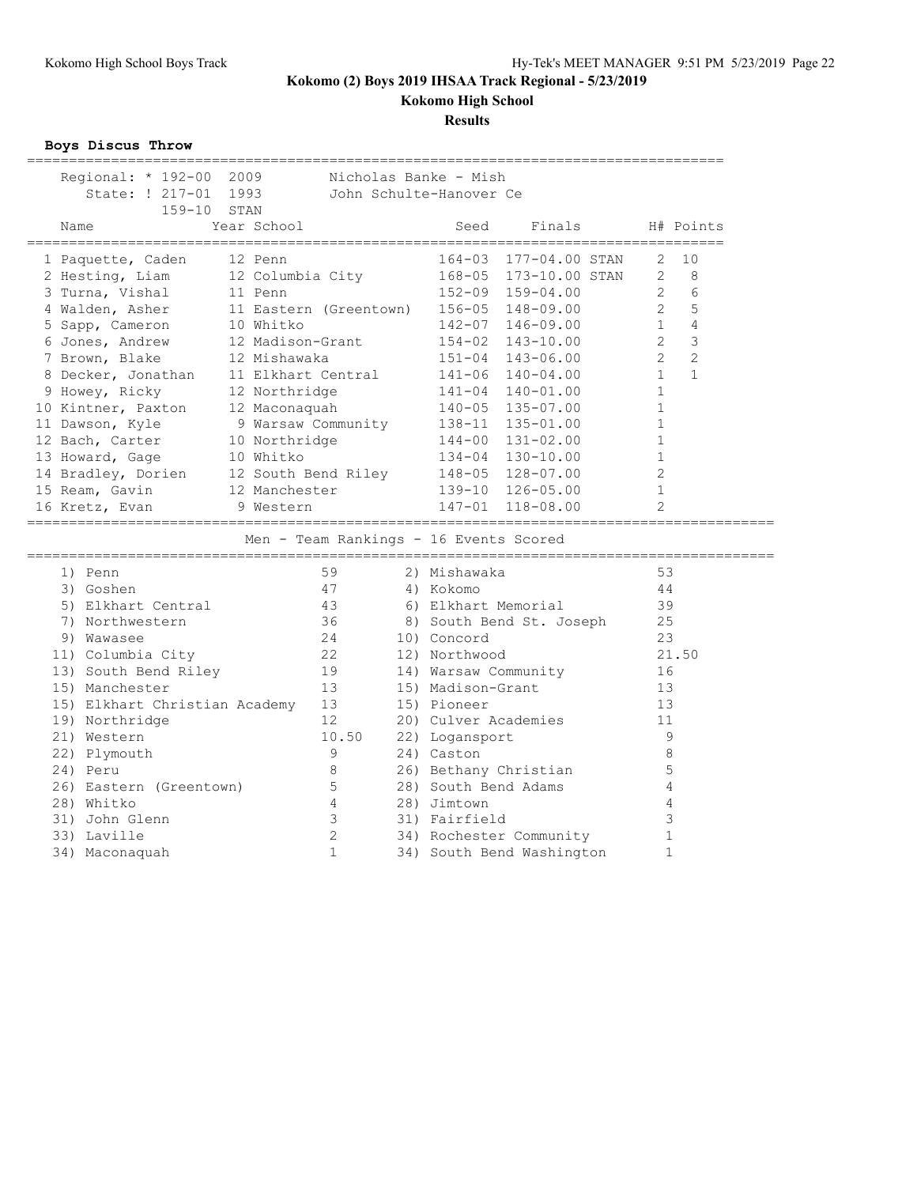# Kokomo (2) Boys 2019 IHSAA Track Regional - 5/23/2019

## Kokomo High School

### Results

**Boys Discus Throw**

Regional: * 192-00 2009 Nicholas Banke - Mish
State: ! 217-01 1993 John Schulte-Hanover Ce
159-10 STAN

| Name | Year | School | Seed | Finals | | H# | Points |
|---|---|---|---|---|---|---|---|
| 1 Paquette, Caden | 12 | Penn | 164-03 | 177-04.00 | STAN | 2 | 10 |
| 2 Hesting, Liam | 12 | Columbia City | 168-05 | 173-10.00 | STAN | 2 | 8 |
| 3 Turna, Vishal | 11 | Penn | 152-09 | 159-04.00 | | 2 | 6 |
| 4 Walden, Asher | 11 | Eastern (Greentown) | 156-05 | 148-09.00 | | 2 | 5 |
| 5 Sapp, Cameron | 10 | Whitko | 142-07 | 146-09.00 | | 1 | 4 |
| 6 Jones, Andrew | 12 | Madison-Grant | 154-02 | 143-10.00 | | 2 | 3 |
| 7 Brown, Blake | 12 | Mishawaka | 151-04 | 143-06.00 | | 2 | 2 |
| 8 Decker, Jonathan | 11 | Elkhart Central | 141-06 | 140-04.00 | | 1 | 1 |
| 9 Howey, Ricky | 12 | Northridge | 141-04 | 140-01.00 | | 1 | |
| 10 Kintner, Paxton | 12 | Maconaquah | 140-05 | 135-07.00 | | 1 | |
| 11 Dawson, Kyle | 9 | Warsaw Community | 138-11 | 135-01.00 | | 1 | |
| 12 Bach, Carter | 10 | Northridge | 144-00 | 131-02.00 | | 1 | |
| 13 Howard, Gage | 10 | Whitko | 134-04 | 130-10.00 | | 1 | |
| 14 Bradley, Dorien | 12 | South Bend Riley | 148-05 | 128-07.00 | | 2 | |
| 15 Ream, Gavin | 12 | Manchester | 139-10 | 126-05.00 | | 1 | |
| 16 Kretz, Evan | 9 | Western | 147-01 | 118-08.00 | | 2 | |

**Men - Team Rankings - 16 Events Scored**

| | | | |
|---|---|---|---|
| 1) Penn | 59 | 2) Mishawaka | 53 |
| 3) Goshen | 47 | 4) Kokomo | 44 |
| 5) Elkhart Central | 43 | 6) Elkhart Memorial | 39 |
| 7) Northwestern | 36 | 8) South Bend St. Joseph | 25 |
| 9) Wawasee | 24 | 10) Concord | 23 |
| 11) Columbia City | 22 | 12) Northwood | 21.50 |
| 13) South Bend Riley | 19 | 14) Warsaw Community | 16 |
| 15) Manchester | 13 | 15) Madison-Grant | 13 |
| 15) Elkhart Christian Academy | 13 | 15) Pioneer | 13 |
| 19) Northridge | 12 | 20) Culver Academies | 11 |
| 21) Western | 10.50 | 22) Logansport | 9 |
| 22) Plymouth | 9 | 24) Caston | 8 |
| 24) Peru | 8 | 26) Bethany Christian | 5 |
| 26) Eastern (Greentown) | 5 | 28) South Bend Adams | 4 |
| 28) Whitko | 4 | 28) Jimtown | 4 |
| 31) John Glenn | 3 | 31) Fairfield | 3 |
| 33) Laville | 2 | 34) Rochester Community | 1 |
| 34) Maconaquah | 1 | 34) South Bend Washington | 1 |